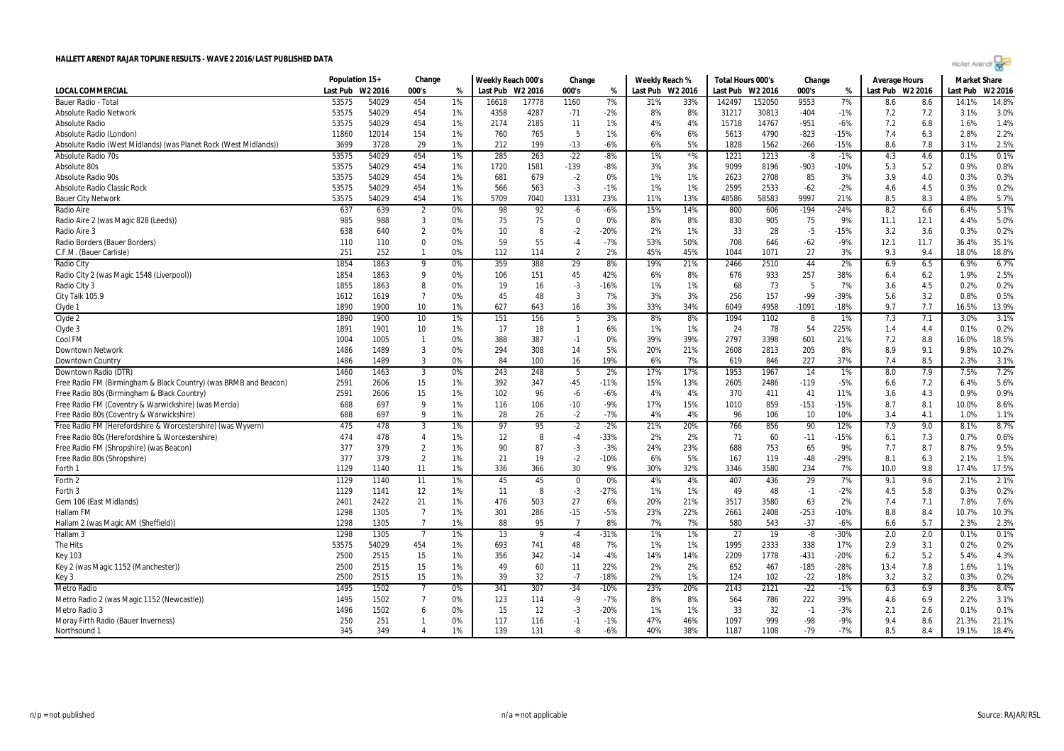# HALLETT ARENDT RAJAR TOPLINE RESULTS - WAVE 2 2016/LAST PUBLISHED DATA

| LOCAL COMMERCIAL | Population 15+ | | Change | | Weekly Reach 000's | | Change | | Weekly Reach % | | Total Hours 000's | | Change | | Average Hours | | Market Share | |
|---|---|---|---|---|---|---|---|---|---|---|---|---|---|---|---|---|---|---|
| | Last Pub | W2 2016 | 000's | % | Last Pub | W2 2016 | 000's | % | Last Pub | W2 2016 | Last Pub | W2 2016 | 000's | % | Last Pub | W2 2016 | Last Pub | W2 2016 |
| Bauer Radio - Total | 53575 | 54029 | 454 | 1% | 16618 | 17778 | 1160 | 7% | 31% | 33% | 142497 | 152050 | 9553 | 7% | 8.6 | 8.6 | 14.1% | 14.8% |
| Absolute Radio Network | 53575 | 54029 | 454 | 1% | 4358 | 4287 | -71 | -2% | 8% | 8% | 31217 | 30813 | -404 | -1% | 7.2 | 7.2 | 3.1% | 3.0% |
| Absolute Radio | 53575 | 54029 | 454 | 1% | 2174 | 2185 | 11 | 1% | 4% | 4% | 15718 | 14767 | -951 | -6% | 7.2 | 6.8 | 1.6% | 1.4% |
| Absolute Radio (London) | 11860 | 12014 | 154 | 1% | 760 | 765 | 5 | 1% | 6% | 6% | 5613 | 4790 | -823 | -15% | 7.4 | 6.3 | 2.8% | 2.2% |
| Absolute Radio (West Midlands) (was Planet Rock (West Midlands)) | 3699 | 3728 | 29 | 1% | 212 | 199 | -13 | -6% | 6% | 5% | 1828 | 1562 | -266 | -15% | 8.6 | 7.8 | 3.1% | 2.5% |
| Absolute Radio 70s | 53575 | 54029 | 454 | 1% | 285 | 263 | -22 | -8% | 1% | *% | 1221 | 1213 | -8 | -1% | 4.3 | 4.6 | 0.1% | 0.1% |
| Absolute 80s | 53575 | 54029 | 454 | 1% | 1720 | 1581 | -139 | -8% | 3% | 3% | 9099 | 8196 | -903 | -10% | 5.3 | 5.2 | 0.9% | 0.8% |
| Absolute Radio 90s | 53575 | 54029 | 454 | 1% | 681 | 679 | -2 | 0% | 1% | 1% | 2623 | 2708 | 85 | 3% | 3.9 | 4.0 | 0.3% | 0.3% |
| Absolute Radio Classic Rock | 53575 | 54029 | 454 | 1% | 566 | 563 | -3 | -1% | 1% | 1% | 2595 | 2533 | -62 | -2% | 4.6 | 4.5 | 0.3% | 0.2% |
| Bauer City Network | 53575 | 54029 | 454 | 1% | 5709 | 7040 | 1331 | 23% | 11% | 13% | 48586 | 58583 | 9997 | 21% | 8.5 | 8.3 | 4.8% | 5.7% |
| Radio Aire | 637 | 639 | 2 | 0% | 98 | 92 | -6 | -6% | 15% | 14% | 800 | 606 | -194 | -24% | 8.2 | 6.6 | 6.4% | 5.1% |
| Radio Aire 2 (was Magic 828 (Leeds)) | 985 | 988 | 3 | 0% | 75 | 75 | 0 | 0% | 8% | 8% | 830 | 905 | 75 | 9% | 11.1 | 12.1 | 4.4% | 5.0% |
| Radio Aire 3 | 638 | 640 | 2 | 0% | 10 | 8 | -2 | -20% | 2% | 1% | 33 | 28 | -5 | -15% | 3.2 | 3.6 | 0.3% | 0.2% |
| Radio Borders (Bauer Borders) | 110 | 110 | 0 | 0% | 59 | 55 | -4 | -7% | 53% | 50% | 708 | 646 | -62 | -9% | 12.1 | 11.7 | 36.4% | 35.1% |
| C.F.M. (Bauer Carlisle) | 251 | 252 | 1 | 0% | 112 | 114 | 2 | 2% | 45% | 45% | 1044 | 1071 | 27 | 3% | 9.3 | 9.4 | 18.0% | 18.8% |
| Radio City | 1854 | 1863 | 9 | 0% | 359 | 388 | 29 | 8% | 19% | 21% | 2466 | 2510 | 44 | 2% | 6.9 | 6.5 | 6.9% | 6.7% |
| Radio City 2 (was Magic 1548 (Liverpool)) | 1854 | 1863 | 9 | 0% | 106 | 151 | 45 | 42% | 6% | 8% | 676 | 933 | 257 | 38% | 6.4 | 6.2 | 1.9% | 2.5% |
| Radio City 3 | 1855 | 1863 | 8 | 0% | 19 | 16 | -3 | -16% | 1% | 1% | 68 | 73 | 5 | 7% | 3.6 | 4.5 | 0.2% | 0.2% |
| City Talk 105.9 | 1612 | 1619 | 7 | 0% | 45 | 48 | 3 | 7% | 3% | 3% | 256 | 157 | -99 | -39% | 5.6 | 3.2 | 0.8% | 0.5% |
| Clyde 1 | 1890 | 1900 | 10 | 1% | 627 | 643 | 16 | 3% | 33% | 34% | 6049 | 4958 | -1091 | -18% | 9.7 | 7.7 | 16.5% | 13.9% |
| Clyde 2 | 1890 | 1900 | 10 | 1% | 151 | 156 | 5 | 3% | 8% | 8% | 1094 | 1102 | 8 | 1% | 7.3 | 7.1 | 3.0% | 3.1% |
| Clyde 3 | 1891 | 1901 | 10 | 1% | 17 | 18 | 1 | 6% | 1% | 1% | 24 | 78 | 54 | 225% | 1.4 | 4.4 | 0.1% | 0.2% |
| Cool FM | 1004 | 1005 | 1 | 0% | 388 | 387 | -1 | 0% | 39% | 39% | 2797 | 3398 | 601 | 21% | 7.2 | 8.8 | 16.0% | 18.5% |
| Downtown Network | 1486 | 1489 | 3 | 0% | 294 | 308 | 14 | 5% | 20% | 21% | 2608 | 2813 | 205 | 8% | 8.9 | 9.1 | 9.8% | 10.2% |
| Downtown Country | 1486 | 1489 | 3 | 0% | 84 | 100 | 16 | 19% | 6% | 7% | 619 | 846 | 227 | 37% | 7.4 | 8.5 | 2.3% | 3.1% |
| Downtown Radio (DTR) | 1460 | 1463 | 3 | 0% | 243 | 248 | 5 | 2% | 17% | 17% | 1953 | 1967 | 14 | 1% | 8.0 | 7.9 | 7.5% | 7.2% |
| Free Radio FM (Birmingham & Black Country) (was BRMB and Beacon) | 2591 | 2606 | 15 | 1% | 392 | 347 | -45 | -11% | 15% | 13% | 2605 | 2486 | -119 | -5% | 6.6 | 7.2 | 6.4% | 5.6% |
| Free Radio 80s (Birmingham & Black Country) | 2591 | 2606 | 15 | 1% | 102 | 96 | -6 | -6% | 4% | 4% | 370 | 411 | 41 | 11% | 3.6 | 4.3 | 0.9% | 0.9% |
| Free Radio FM (Coventry & Warwickshire) (was Mercia) | 688 | 697 | 9 | 1% | 116 | 106 | -10 | -9% | 17% | 15% | 1010 | 859 | -151 | -15% | 8.7 | 8.1 | 10.0% | 8.6% |
| Free Radio 80s (Coventry & Warwickshire) | 688 | 697 | 9 | 1% | 28 | 26 | -2 | -7% | 4% | 4% | 96 | 106 | 10 | 10% | 3.4 | 4.1 | 1.0% | 1.1% |
| Free Radio FM (Herefordshire & Worcestershire) (was Wyvern) | 475 | 478 | 3 | 1% | 97 | 95 | -2 | -2% | 21% | 20% | 766 | 856 | 90 | 12% | 7.9 | 9.0 | 8.1% | 8.7% |
| Free Radio 80s (Herefordshire & Worcestershire) | 474 | 478 | 4 | 1% | 12 | 8 | -4 | -33% | 2% | 2% | 71 | 60 | -11 | -15% | 6.1 | 7.3 | 0.7% | 0.6% |
| Free Radio FM (Shropshire) (was Beacon) | 377 | 379 | 2 | 1% | 90 | 87 | -3 | -3% | 24% | 23% | 688 | 753 | 65 | 9% | 7.7 | 8.7 | 8.7% | 9.5% |
| Free Radio 80s (Shropshire) | 377 | 379 | 2 | 1% | 21 | 19 | -2 | -10% | 6% | 5% | 167 | 119 | -48 | -29% | 8.1 | 6.3 | 2.1% | 1.5% |
| Forth 1 | 1129 | 1140 | 11 | 1% | 336 | 366 | 30 | 9% | 30% | 32% | 3346 | 3580 | 234 | 7% | 10.0 | 9.8 | 17.4% | 17.5% |
| Forth 2 | 1129 | 1140 | 11 | 1% | 45 | 45 | 0 | 0% | 4% | 4% | 407 | 436 | 29 | 7% | 9.1 | 9.6 | 2.1% | 2.1% |
| Forth 3 | 1129 | 1141 | 12 | 1% | 11 | 8 | -3 | -27% | 1% | 1% | 49 | 48 | -1 | -2% | 4.5 | 5.8 | 0.3% | 0.2% |
| Gem 106 (East Midlands) | 2401 | 2422 | 21 | 1% | 476 | 503 | 27 | 6% | 20% | 21% | 3517 | 3580 | 63 | 2% | 7.4 | 7.1 | 7.8% | 7.6% |
| Hallam FM | 1298 | 1305 | 7 | 1% | 301 | 286 | -15 | -5% | 23% | 22% | 2661 | 2408 | -253 | -10% | 8.8 | 8.4 | 10.7% | 10.3% |
| Hallam 2 (was Magic AM (Sheffield)) | 1298 | 1305 | 7 | 1% | 88 | 95 | 7 | 8% | 7% | 7% | 580 | 543 | -37 | -6% | 6.6 | 5.7 | 2.3% | 2.3% |
| Hallam 3 | 1298 | 1305 | 7 | 1% | 13 | 9 | -4 | -31% | 1% | 1% | 27 | 19 | -8 | -30% | 2.0 | 2.0 | 0.1% | 0.1% |
| The Hits | 53575 | 54029 | 454 | 1% | 693 | 741 | 48 | 7% | 1% | 1% | 1995 | 2333 | 338 | 17% | 2.9 | 3.1 | 0.2% | 0.2% |
| Key 103 | 2500 | 2515 | 15 | 1% | 356 | 342 | -14 | -4% | 14% | 14% | 2209 | 1778 | -431 | -20% | 6.2 | 5.2 | 5.4% | 4.3% |
| Key 2 (was Magic 1152 (Manchester)) | 2500 | 2515 | 15 | 1% | 49 | 60 | 11 | 22% | 2% | 2% | 652 | 467 | -185 | -28% | 13.4 | 7.8 | 1.6% | 1.1% |
| Key 3 | 2500 | 2515 | 15 | 1% | 39 | 32 | -7 | -18% | 2% | 1% | 124 | 102 | -22 | -18% | 3.2 | 3.2 | 0.3% | 0.2% |
| Metro Radio | 1495 | 1502 | 7 | 0% | 341 | 307 | -34 | -10% | 23% | 20% | 2143 | 2121 | -22 | -1% | 6.3 | 6.9 | 8.3% | 8.4% |
| Metro Radio 2 (was Magic 1152 (Newcastle)) | 1495 | 1502 | 7 | 0% | 123 | 114 | -9 | -7% | 8% | 8% | 564 | 786 | 222 | 39% | 4.6 | 6.9 | 2.2% | 3.1% |
| Metro Radio 3 | 1496 | 1502 | 6 | 0% | 15 | 12 | -3 | -20% | 1% | 1% | 33 | 32 | -1 | -3% | 2.1 | 2.6 | 0.1% | 0.1% |
| Moray Firth Radio (Bauer Inverness) | 250 | 251 | 1 | 0% | 117 | 116 | -1 | -1% | 47% | 46% | 1097 | 999 | -98 | -9% | 9.4 | 8.6 | 21.3% | 21.1% |
| Northsound 1 | 345 | 349 | 4 | 1% | 139 | 131 | -8 | -6% | 40% | 38% | 1187 | 1108 | -79 | -7% | 8.5 | 8.4 | 19.1% | 18.4% |

n/p = not published | n/a = not applicable | Source: RAJAR/RSL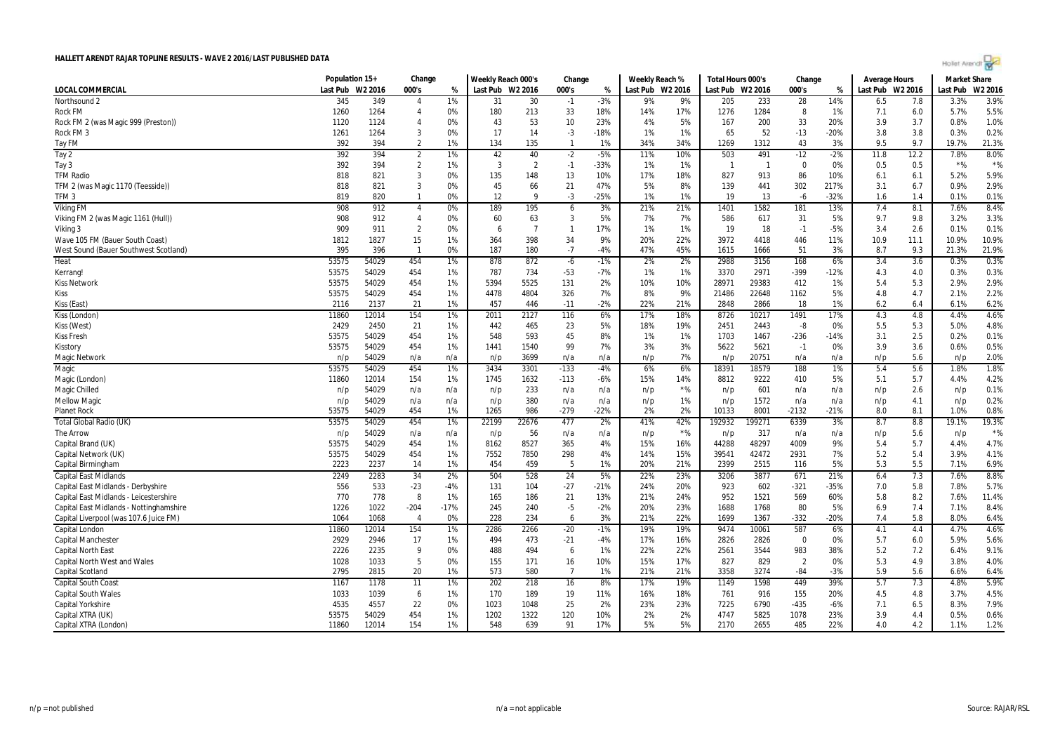**HALLETT ARENDT RAJAR TOPLINE RESULTS - WAVE 2 2016/LAST PUBLISHED DATA**

| LOCAL COMMERCIAL | Population 15+ | | Change | | Weekly Reach 000's | | Change | | Weekly Reach % | | Total Hours 000's | | Change | | Average Hours | | Market Share | |
|---|---|---|---|---|---|---|---|---|---|---|---|---|---|---|---|---|---|---|
| | Last Pub | W2 2016 | 000's | % | Last Pub | W2 2016 | 000's | % | Last Pub | W2 2016 | Last Pub | W2 2016 | 000's | % | Last Pub | W2 2016 | Last Pub | W2 2016 |
| Northsound 2 | 345 | 349 | 4 | 1% | 31 | 30 | -1 | -3% | 9% | 9% | 205 | 233 | 28 | 14% | 6.5 | 7.8 | 3.3% | 3.9% |
| Rock FM | 1260 | 1264 | 4 | 0% | 180 | 213 | 33 | 18% | 14% | 17% | 1276 | 1284 | 8 | 1% | 7.1 | 6.0 | 5.7% | 5.5% |
| Rock FM 2 (was Magic 999 (Preston)) | 1120 | 1124 | 4 | 0% | 43 | 53 | 10 | 23% | 4% | 5% | 167 | 200 | 33 | 20% | 3.9 | 3.7 | 0.8% | 1.0% |
| Rock FM 3 | 1261 | 1264 | 3 | 0% | 17 | 14 | -3 | -18% | 1% | 1% | 65 | 52 | -13 | -20% | 3.8 | 3.8 | 0.3% | 0.2% |
| Tay FM | 392 | 394 | 2 | 1% | 134 | 135 | 1 | 1% | 34% | 34% | 1269 | 1312 | 43 | 3% | 9.5 | 9.7 | 19.7% | 21.3% |
| Tay 2 | 392 | 394 | 2 | 1% | 42 | 40 | -2 | -5% | 11% | 10% | 503 | 491 | -12 | -2% | 11.8 | 12.2 | 7.8% | 8.0% |
| Tay 3 | 392 | 394 | 2 | 1% | 3 | 2 | -1 | -33% | 1% | 1% | 1 | 1 | 0 | 0% | 0.5 | 0.5 | *% | *% |
| TFM Radio | 818 | 821 | 3 | 0% | 135 | 148 | 13 | 10% | 17% | 18% | 827 | 913 | 86 | 10% | 6.1 | 6.1 | 5.2% | 5.9% |
| TFM 2 (was Magic 1170 (Teesside)) | 818 | 821 | 3 | 0% | 45 | 66 | 21 | 47% | 5% | 8% | 139 | 441 | 302 | 217% | 3.1 | 6.7 | 0.9% | 2.9% |
| TFM 3 | 819 | 820 | 1 | 0% | 12 | 9 | -3 | -25% | 1% | 1% | 19 | 13 | -6 | -32% | 1.6 | 1.4 | 0.1% | 0.1% |
| Viking FM | 908 | 912 | 4 | 0% | 189 | 195 | 6 | 3% | 21% | 21% | 1401 | 1582 | 181 | 13% | 7.4 | 8.1 | 7.6% | 8.4% |
| Viking FM 2 (was Magic 1161 (Hull)) | 908 | 912 | 4 | 0% | 60 | 63 | 3 | 5% | 7% | 7% | 586 | 617 | 31 | 5% | 9.7 | 9.8 | 3.2% | 3.3% |
| Viking 3 | 909 | 911 | 2 | 0% | 6 | 7 | 1 | 17% | 1% | 1% | 19 | 18 | -1 | -5% | 3.4 | 2.6 | 0.1% | 0.1% |
| Wave 105 FM (Bauer South Coast) | 1812 | 1827 | 15 | 1% | 364 | 398 | 34 | 9% | 20% | 22% | 3972 | 4418 | 446 | 11% | 10.9 | 11.1 | 10.9% | 10.9% |
| West Sound (Bauer Southwest Scotland) | 395 | 396 | 1 | 0% | 187 | 180 | -7 | -4% | 47% | 45% | 1615 | 1666 | 51 | 3% | 8.7 | 9.3 | 21.3% | 21.9% |
| Heat | 53575 | 54029 | 454 | 1% | 878 | 872 | -6 | -1% | 2% | 2% | 2988 | 3156 | 168 | 6% | 3.4 | 3.6 | 0.3% | 0.3% |
| Kerrang! | 53575 | 54029 | 454 | 1% | 787 | 734 | -53 | -7% | 1% | 1% | 3370 | 2971 | -399 | -12% | 4.3 | 4.0 | 0.3% | 0.3% |
| Kiss Network | 53575 | 54029 | 454 | 1% | 5394 | 5525 | 131 | 2% | 10% | 10% | 28971 | 29383 | 412 | 1% | 5.4 | 5.3 | 2.9% | 2.9% |
| Kiss | 53575 | 54029 | 454 | 1% | 4478 | 4804 | 326 | 7% | 8% | 9% | 21486 | 22648 | 1162 | 5% | 4.8 | 4.7 | 2.1% | 2.2% |
| Kiss (East) | 2116 | 2137 | 21 | 1% | 457 | 446 | -11 | -2% | 22% | 21% | 2848 | 2866 | 18 | 1% | 6.2 | 6.4 | 6.1% | 6.2% |
| Kiss (London) | 11860 | 12014 | 154 | 1% | 2011 | 2127 | 116 | 6% | 17% | 18% | 8726 | 10217 | 1491 | 17% | 4.3 | 4.8 | 4.4% | 4.6% |
| Kiss (West) | 2429 | 2450 | 21 | 1% | 442 | 465 | 23 | 5% | 18% | 19% | 2451 | 2443 | -8 | 0% | 5.5 | 5.3 | 5.0% | 4.8% |
| Kiss Fresh | 53575 | 54029 | 454 | 1% | 548 | 593 | 45 | 8% | 1% | 1% | 1703 | 1467 | -236 | -14% | 3.1 | 2.5 | 0.2% | 0.1% |
| Kisstory | 53575 | 54029 | 454 | 1% | 1441 | 1540 | 99 | 7% | 3% | 3% | 5622 | 5621 | -1 | 0% | 3.9 | 3.6 | 0.6% | 0.5% |
| Magic Network | n/p | 54029 | n/a | n/a | n/p | 3699 | n/a | n/a | n/p | 7% | n/p | 20751 | n/a | n/a | n/p | 5.6 | n/p | 2.0% |
| Magic | 53575 | 54029 | 454 | 1% | 3434 | 3301 | -133 | -4% | 6% | 6% | 18391 | 18579 | 188 | 1% | 5.4 | 5.6 | 1.8% | 1.8% |
| Magic (London) | 11860 | 12014 | 154 | 1% | 1745 | 1632 | -113 | -6% | 15% | 14% | 8812 | 9222 | 410 | 5% | 5.1 | 5.7 | 4.4% | 4.2% |
| Magic Chilled | n/p | 54029 | n/a | n/a | n/p | 233 | n/a | n/a | n/p | *% | n/p | 601 | n/a | n/a | n/p | 2.6 | n/p | 0.1% |
| Mellow Magic | n/p | 54029 | n/a | n/a | n/p | 380 | n/a | n/a | n/p | 1% | n/p | 1572 | n/a | n/a | n/p | 4.1 | n/p | 0.2% |
| Planet Rock | 53575 | 54029 | 454 | 1% | 1265 | 986 | -279 | -22% | 2% | 2% | 10133 | 8001 | -2132 | -21% | 8.0 | 8.1 | 1.0% | 0.8% |
| Total Global Radio (UK) | 53575 | 54029 | 454 | 1% | 22199 | 22676 | 477 | 2% | 41% | 42% | 192932 | 199271 | 6339 | 3% | 8.7 | 8.8 | 19.1% | 19.3% |
| The Arrow | n/p | 54029 | n/a | n/a | n/p | 56 | n/a | n/a | n/p | *% | n/p | 317 | n/a | n/a | n/p | 5.6 | n/p | *% |
| Capital Brand (UK) | 53575 | 54029 | 454 | 1% | 8162 | 8527 | 365 | 4% | 15% | 16% | 44288 | 48297 | 4009 | 9% | 5.4 | 5.7 | 4.4% | 4.7% |
| Capital Network (UK) | 53575 | 54029 | 454 | 1% | 7552 | 7850 | 298 | 4% | 14% | 15% | 39541 | 42472 | 2931 | 7% | 5.2 | 5.4 | 3.9% | 4.1% |
| Capital Birmingham | 2223 | 2237 | 14 | 1% | 454 | 459 | 5 | 1% | 20% | 21% | 2399 | 2515 | 116 | 5% | 5.3 | 5.5 | 7.1% | 6.9% |
| Capital East Midlands | 2249 | 2283 | 34 | 2% | 504 | 528 | 24 | 5% | 22% | 23% | 3206 | 3877 | 671 | 21% | 6.4 | 7.3 | 7.6% | 8.8% |
| Capital East Midlands - Derbyshire | 556 | 533 | -23 | -4% | 131 | 104 | -27 | -21% | 24% | 20% | 923 | 602 | -321 | -35% | 7.0 | 5.8 | 7.8% | 5.7% |
| Capital East Midlands - Leicestershire | 770 | 778 | 8 | 1% | 165 | 186 | 21 | 13% | 21% | 24% | 952 | 1521 | 569 | 60% | 5.8 | 8.2 | 7.6% | 11.4% |
| Capital East Midlands - Nottinghamshire | 1226 | 1022 | -204 | -17% | 245 | 240 | -5 | -2% | 20% | 23% | 1688 | 1768 | 80 | 5% | 6.9 | 7.4 | 7.1% | 8.4% |
| Capital Liverpool (was 107.6 Juice FM) | 1064 | 1068 | 4 | 0% | 228 | 234 | 6 | 3% | 21% | 22% | 1699 | 1367 | -332 | -20% | 7.4 | 5.8 | 8.0% | 6.4% |
| Capital London | 11860 | 12014 | 154 | 1% | 2286 | 2266 | -20 | -1% | 19% | 19% | 9474 | 10061 | 587 | 6% | 4.1 | 4.4 | 4.7% | 4.6% |
| Capital Manchester | 2929 | 2946 | 17 | 1% | 494 | 473 | -21 | -4% | 17% | 16% | 2826 | 2826 | 0 | 0% | 5.7 | 6.0 | 5.9% | 5.6% |
| Capital North East | 2226 | 2235 | 9 | 0% | 488 | 494 | 6 | 1% | 22% | 22% | 2561 | 3544 | 983 | 38% | 5.2 | 7.2 | 6.4% | 9.1% |
| Capital North West and Wales | 1028 | 1033 | 5 | 0% | 155 | 171 | 16 | 10% | 15% | 17% | 827 | 829 | 2 | 0% | 5.3 | 4.9 | 3.8% | 4.0% |
| Capital Scotland | 2795 | 2815 | 20 | 1% | 573 | 580 | 7 | 1% | 21% | 21% | 3358 | 3274 | -84 | -3% | 5.9 | 5.6 | 6.6% | 6.4% |
| Capital South Coast | 1167 | 1178 | 11 | 1% | 202 | 218 | 16 | 8% | 17% | 19% | 1149 | 1598 | 449 | 39% | 5.7 | 7.3 | 4.8% | 5.9% |
| Capital South Wales | 1033 | 1039 | 6 | 1% | 170 | 189 | 19 | 11% | 16% | 18% | 761 | 916 | 155 | 20% | 4.5 | 4.8 | 3.7% | 4.5% |
| Capital Yorkshire | 4535 | 4557 | 22 | 0% | 1023 | 1048 | 25 | 2% | 23% | 23% | 7225 | 6790 | -435 | -6% | 7.1 | 6.5 | 8.3% | 7.9% |
| Capital XTRA (UK) | 53575 | 54029 | 454 | 1% | 1202 | 1322 | 120 | 10% | 2% | 2% | 4747 | 5825 | 1078 | 23% | 3.9 | 4.4 | 0.5% | 0.6% |
| Capital XTRA (London) | 11860 | 12014 | 154 | 1% | 548 | 639 | 91 | 17% | 5% | 5% | 2170 | 2655 | 485 | 22% | 4.0 | 4.2 | 1.1% | 1.2% |

n/p = not published    n/a = not applicable    Source: RAJAR/RSL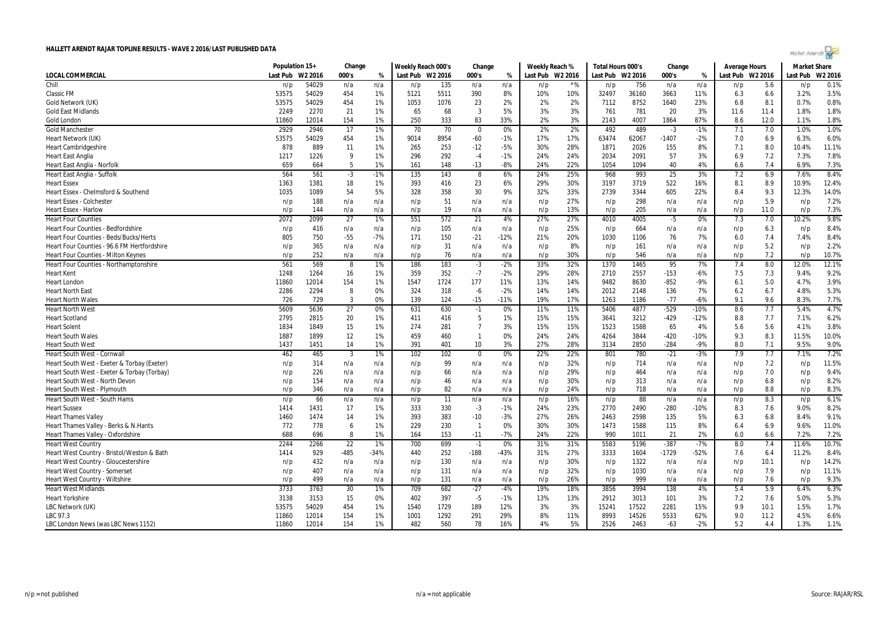# HALLETT ARENDT RAJAR TOPLINE RESULTS - WAVE 2 2016/LAST PUBLISHED DATA

| LOCAL COMMERCIAL | Population 15+ | | Change | | Weekly Reach 000's | | Change | | Weekly Reach % | | Total Hours 000's | | Change | | Average Hours | | Market Share | |
|---|---|---|---|---|---|---|---|---|---|---|---|---|---|---|---|---|---|---|
| | Last Pub | W2 2016 | 000's | % | Last Pub | W2 2016 | 000's | % | Last Pub | W2 2016 | Last Pub | W2 2016 | 000's | % | Last Pub | W2 2016 | Last Pub | W2 2016 |
| Chill | n/p | 54029 | n/a | n/a | n/p | 135 | n/a | n/a | n/p | *% | n/p | 756 | n/a | n/a | n/p | 5.6 | n/p | 0.1% |
| Classic FM | 53575 | 54029 | 454 | 1% | 5121 | 5511 | 390 | 8% | 10% | 10% | 32497 | 36160 | 3663 | 11% | 6.3 | 6.6 | 3.2% | 3.5% |
| Gold Network (UK) | 53575 | 54029 | 454 | 1% | 1053 | 1076 | 23 | 2% | 2% | 2% | 7112 | 8752 | 1640 | 23% | 6.8 | 8.1 | 0.7% | 0.8% |
| Gold East Midlands | 2249 | 2270 | 21 | 1% | 65 | 68 | 3 | 5% | 3% | 3% | 761 | 781 | 20 | 3% | 11.6 | 11.4 | 1.8% | 1.8% |
| Gold London | 11860 | 12014 | 154 | 1% | 250 | 333 | 83 | 33% | 2% | 3% | 2143 | 4007 | 1864 | 87% | 8.6 | 12.0 | 1.1% | 1.8% |
| Gold Manchester | 2929 | 2946 | 17 | 1% | 70 | 70 | 0 | 0% | 2% | 2% | 492 | 489 | -3 | -1% | 7.1 | 7.0 | 1.0% | 1.0% |
| Heart Network (UK) | 53575 | 54029 | 454 | 1% | 9014 | 8954 | -60 | -1% | 17% | 17% | 63474 | 62067 | -1407 | -2% | 7.0 | 6.9 | 6.3% | 6.0% |
| Heart Cambridgeshire | 878 | 889 | 11 | 1% | 265 | 253 | -12 | -5% | 30% | 28% | 1871 | 2026 | 155 | 8% | 7.1 | 8.0 | 10.4% | 11.1% |
| Heart East Anglia | 1217 | 1226 | 9 | 1% | 296 | 292 | -4 | -1% | 24% | 24% | 2034 | 2091 | 57 | 3% | 6.9 | 7.2 | 7.3% | 7.8% |
| Heart East Anglia - Norfolk | 659 | 664 | 5 | 1% | 161 | 148 | -13 | -8% | 24% | 22% | 1054 | 1094 | 40 | 4% | 6.6 | 7.4 | 6.9% | 7.3% |
| Heart East Anglia - Suffolk | 564 | 561 | -3 | -1% | 135 | 143 | 8 | 6% | 24% | 25% | 968 | 993 | 25 | 3% | 7.2 | 6.9 | 7.6% | 8.4% |
| Heart Essex | 1363 | 1381 | 18 | 1% | 393 | 416 | 23 | 6% | 29% | 30% | 3197 | 3719 | 522 | 16% | 8.1 | 8.9 | 10.9% | 12.4% |
| Heart Essex - Chelmsford & Southend | 1035 | 1089 | 54 | 5% | 328 | 358 | 30 | 9% | 32% | 33% | 2739 | 3344 | 605 | 22% | 8.4 | 9.3 | 12.3% | 14.0% |
| Heart Essex - Colchester | n/p | 188 | n/a | n/a | n/p | 51 | n/a | n/a | n/p | 27% | n/p | 298 | n/a | n/a | n/p | 5.9 | n/p | 7.2% |
| Heart Essex - Harlow | n/p | 144 | n/a | n/a | n/p | 19 | n/a | n/a | n/p | 13% | n/p | 205 | n/a | n/a | n/p | 11.0 | n/p | 7.3% |
| Heart Four Counties | 2072 | 2099 | 27 | 1% | 551 | 572 | 21 | 4% | 27% | 27% | 4010 | 4005 | -5 | 0% | 7.3 | 7.0 | 10.2% | 9.8% |
| Heart Four Counties - Bedfordshire | n/p | 416 | n/a | n/a | n/p | 105 | n/a | n/a | n/p | 25% | n/p | 664 | n/a | n/a | n/p | 6.3 | n/p | 8.4% |
| Heart Four Counties - Beds/Bucks/Herts | 805 | 750 | -55 | -7% | 171 | 150 | -21 | -12% | 21% | 20% | 1030 | 1106 | 76 | 7% | 6.0 | 7.4 | 7.4% | 8.4% |
| Heart Four Counties - 96.6 FM Hertfordshire | n/p | 365 | n/a | n/a | n/p | 31 | n/a | n/a | n/p | 8% | n/p | 161 | n/a | n/a | n/p | 5.2 | n/p | 2.2% |
| Heart Four Counties - Milton Keynes | n/p | 252 | n/a | n/a | n/p | 76 | n/a | n/a | n/p | 30% | n/p | 546 | n/a | n/a | n/p | 7.2 | n/p | 10.7% |
| Heart Four Counties - Northamptonshire | 561 | 569 | 8 | 1% | 186 | 183 | -3 | -2% | 33% | 32% | 1370 | 1465 | 95 | 7% | 7.4 | 8.0 | 12.0% | 12.1% |
| Heart Kent | 1248 | 1264 | 16 | 1% | 359 | 352 | -7 | -2% | 29% | 28% | 2710 | 2557 | -153 | -6% | 7.5 | 7.3 | 9.4% | 9.2% |
| Heart London | 11860 | 12014 | 154 | 1% | 1547 | 1724 | 177 | 11% | 13% | 14% | 9482 | 8630 | -852 | -9% | 6.1 | 5.0 | 4.7% | 3.9% |
| Heart North East | 2286 | 2294 | 8 | 0% | 324 | 318 | -6 | -2% | 14% | 14% | 2012 | 2148 | 136 | 7% | 6.2 | 6.7 | 4.8% | 5.3% |
| Heart North Wales | 726 | 729 | 3 | 0% | 139 | 124 | -15 | -11% | 19% | 17% | 1263 | 1186 | -77 | -6% | 9.1 | 9.6 | 8.3% | 7.7% |
| Heart North West | 5609 | 5636 | 27 | 0% | 631 | 630 | -1 | 0% | 11% | 11% | 5406 | 4877 | -529 | -10% | 8.6 | 7.7 | 5.4% | 4.7% |
| Heart Scotland | 2795 | 2815 | 20 | 1% | 411 | 416 | 5 | 1% | 15% | 15% | 3641 | 3212 | -429 | -12% | 8.8 | 7.7 | 7.1% | 6.2% |
| Heart Solent | 1834 | 1849 | 15 | 1% | 274 | 281 | 7 | 3% | 15% | 15% | 1523 | 1588 | 65 | 4% | 5.6 | 5.6 | 4.1% | 3.8% |
| Heart South Wales | 1887 | 1899 | 12 | 1% | 459 | 460 | 1 | 0% | 24% | 24% | 4264 | 3844 | -420 | -10% | 9.3 | 8.3 | 11.5% | 10.0% |
| Heart South West | 1437 | 1451 | 14 | 1% | 391 | 401 | 10 | 3% | 27% | 28% | 3134 | 2850 | -284 | -9% | 8.0 | 7.1 | 9.5% | 9.0% |
| Heart South West - Cornwall | 462 | 465 | 3 | 1% | 102 | 102 | 0 | 0% | 22% | 22% | 801 | 780 | -21 | -3% | 7.9 | 7.7 | 7.1% | 7.2% |
| Heart South West - Exeter & Torbay (Exeter) | n/p | 314 | n/a | n/a | n/p | 99 | n/a | n/a | n/p | 32% | n/p | 714 | n/a | n/a | n/p | 7.2 | n/p | 11.5% |
| Heart South West - Exeter & Torbay (Torbay) | n/p | 226 | n/a | n/a | n/p | 66 | n/a | n/a | n/p | 29% | n/p | 464 | n/a | n/a | n/p | 7.0 | n/p | 9.4% |
| Heart South West - North Devon | n/p | 154 | n/a | n/a | n/p | 46 | n/a | n/a | n/p | 30% | n/p | 313 | n/a | n/a | n/p | 6.8 | n/p | 8.2% |
| Heart South West - Plymouth | n/p | 346 | n/a | n/a | n/p | 82 | n/a | n/a | n/p | 24% | n/p | 718 | n/a | n/a | n/p | 8.8 | n/p | 8.3% |
| Heart South West - South Hams | n/p | 66 | n/a | n/a | n/p | 11 | n/a | n/a | n/p | 16% | n/p | 88 | n/a | n/a | n/p | 8.3 | n/p | 6.1% |
| Heart Sussex | 1414 | 1431 | 17 | 1% | 333 | 330 | -3 | -1% | 24% | 23% | 2770 | 2490 | -280 | -10% | 8.3 | 7.6 | 9.0% | 8.2% |
| Heart Thames Valley | 1460 | 1474 | 14 | 1% | 393 | 383 | -10 | -3% | 27% | 26% | 2463 | 2598 | 135 | 5% | 6.3 | 6.8 | 8.4% | 9.1% |
| Heart Thames Valley - Berks & N.Hants | 772 | 778 | 6 | 1% | 229 | 230 | 1 | 0% | 30% | 30% | 1473 | 1588 | 115 | 8% | 6.4 | 6.9 | 9.6% | 11.0% |
| Heart Thames Valley - Oxfordshire | 688 | 696 | 8 | 1% | 164 | 153 | -11 | -7% | 24% | 22% | 990 | 1011 | 21 | 2% | 6.0 | 6.6 | 7.2% | 7.2% |
| Heart West Country | 2244 | 2266 | 22 | 1% | 700 | 699 | -1 | 0% | 31% | 31% | 5583 | 5196 | -387 | -7% | 8.0 | 7.4 | 11.6% | 10.7% |
| Heart West Country - Bristol/Weston & Bath | 1414 | 929 | -485 | -34% | 440 | 252 | -188 | -43% | 31% | 27% | 3333 | 1604 | -1729 | -52% | 7.6 | 6.4 | 11.2% | 8.4% |
| Heart West Country - Gloucestershire | n/p | 432 | n/a | n/a | n/p | 130 | n/a | n/a | n/p | 30% | n/p | 1322 | n/a | n/a | n/p | 10.1 | n/p | 14.2% |
| Heart West Country - Somerset | n/p | 407 | n/a | n/a | n/p | 131 | n/a | n/a | n/p | 32% | n/p | 1030 | n/a | n/a | n/p | 7.9 | n/p | 11.1% |
| Heart West Country - Wiltshire | n/p | 499 | n/a | n/a | n/p | 131 | n/a | n/a | n/p | 26% | n/p | 999 | n/a | n/a | n/p | 7.6 | n/p | 9.3% |
| Heart West Midlands | 3733 | 3763 | 30 | 1% | 709 | 682 | -27 | -4% | 19% | 18% | 3856 | 3994 | 138 | 4% | 5.4 | 5.9 | 6.4% | 6.3% |
| Heart Yorkshire | 3138 | 3153 | 15 | 0% | 402 | 397 | -5 | -1% | 13% | 13% | 2912 | 3013 | 101 | 3% | 7.2 | 7.6 | 5.0% | 5.3% |
| LBC Network (UK) | 53575 | 54029 | 454 | 1% | 1540 | 1729 | 189 | 12% | 3% | 3% | 15241 | 17522 | 2281 | 15% | 9.9 | 10.1 | 1.5% | 1.7% |
| LBC 97.3 | 11860 | 12014 | 154 | 1% | 1001 | 1292 | 291 | 29% | 8% | 11% | 8993 | 14526 | 5533 | 62% | 9.0 | 11.2 | 4.5% | 6.6% |
| LBC London News (was LBC News 1152) | 11860 | 12014 | 154 | 1% | 482 | 560 | 78 | 16% | 4% | 5% | 2526 | 2463 | -63 | -2% | 5.2 | 4.4 | 1.3% | 1.1% |

n/p = not published  n/a = not applicable  Source: RAJAR/RSL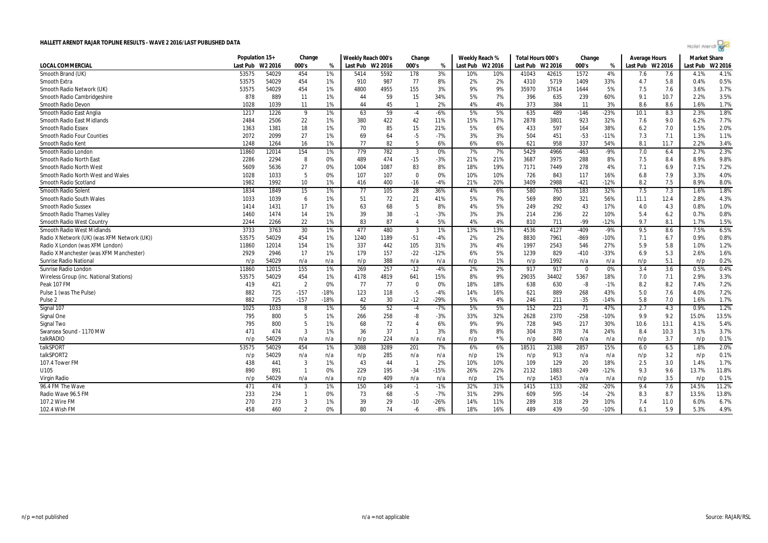# HALLETT ARENDT RAJAR TOPLINE RESULTS - WAVE 2 2016/LAST PUBLISHED DATA

| LOCAL COMMERCIAL | Population 15+ | | Change | | Weekly Reach 000's | | Change | | Weekly Reach % | | Total Hours 000's | | Change | | Average Hours | | Market Share | |
|---|---|---|---|---|---|---|---|---|---|---|---|---|---|---|---|---|---|---|
| | Last Pub | W2 2016 | 000's | % | Last Pub | W2 2016 | 000's | % | Last Pub | W2 2016 | Last Pub | W2 2016 | 000's | % | Last Pub | W2 2016 | Last Pub | W2 2016 |
| Smooth Brand (UK) | 53575 | 54029 | 454 | 1% | 5414 | 5592 | 178 | 3% | 10% | 10% | 41043 | 42615 | 1572 | 4% | 7.6 | 7.6 | 4.1% | 4.1% |
| Smooth Extra | 53575 | 54029 | 454 | 1% | 910 | 987 | 77 | 8% | 2% | 2% | 4310 | 5719 | 1409 | 33% | 4.7 | 5.8 | 0.4% | 0.5% |
| Smooth Radio Network (UK) | 53575 | 54029 | 454 | 1% | 4800 | 4955 | 155 | 3% | 9% | 9% | 35970 | 37614 | 1644 | 5% | 7.5 | 7.6 | 3.6% | 3.7% |
| Smooth Radio Cambridgeshire | 878 | 889 | 11 | 1% | 44 | 59 | 15 | 34% | 5% | 7% | 396 | 635 | 239 | 60% | 9.1 | 10.7 | 2.2% | 3.5% |
| Smooth Radio Devon | 1028 | 1039 | 11 | 1% | 44 | 45 | 1 | 2% | 4% | 4% | 373 | 384 | 11 | 3% | 8.6 | 8.6 | 1.6% | 1.7% |
| Smooth Radio East Anglia | 1217 | 1226 | 9 | 1% | 63 | 59 | -4 | -6% | 5% | 5% | 635 | 489 | -146 | -23% | 10.1 | 8.3 | 2.3% | 1.8% |
| Smooth Radio East Midlands | 2484 | 2506 | 22 | 1% | 380 | 422 | 42 | 11% | 15% | 17% | 2878 | 3801 | 923 | 32% | 7.6 | 9.0 | 6.2% | 7.7% |
| Smooth Radio Essex | 1363 | 1381 | 18 | 1% | 70 | 85 | 15 | 21% | 5% | 6% | 433 | 597 | 164 | 38% | 6.2 | 7.0 | 1.5% | 2.0% |
| Smooth Radio Four Counties | 2072 | 2099 | 27 | 1% | 69 | 64 | -5 | -7% | 3% | 3% | 504 | 451 | -53 | -11% | 7.3 | 7.1 | 1.3% | 1.1% |
| Smooth Radio Kent | 1248 | 1264 | 16 | 1% | 77 | 82 | 5 | 6% | 6% | 6% | 621 | 958 | 337 | 54% | 8.1 | 11.7 | 2.2% | 3.4% |
| Smooth Radio London | 11860 | 12014 | 154 | 1% | 779 | 782 | 3 | 0% | 7% | 7% | 5429 | 4966 | -463 | -9% | 7.0 | 6.4 | 2.7% | 2.3% |
| Smooth Radio North East | 2286 | 2294 | 8 | 0% | 489 | 474 | -15 | -3% | 21% | 21% | 3687 | 3975 | 288 | 8% | 7.5 | 8.4 | 8.9% | 9.8% |
| Smooth Radio North West | 5609 | 5636 | 27 | 0% | 1004 | 1087 | 83 | 8% | 18% | 19% | 7171 | 7449 | 278 | 4% | 7.1 | 6.9 | 7.1% | 7.2% |
| Smooth Radio North West and Wales | 1028 | 1033 | 5 | 0% | 107 | 107 | 0 | 0% | 10% | 10% | 726 | 843 | 117 | 16% | 6.8 | 7.9 | 3.3% | 4.0% |
| Smooth Radio Scotland | 1982 | 1992 | 10 | 1% | 416 | 400 | -16 | -4% | 21% | 20% | 3409 | 2988 | -421 | -12% | 8.2 | 7.5 | 8.9% | 8.0% |
| Smooth Radio Solent | 1834 | 1849 | 15 | 1% | 77 | 105 | 28 | 36% | 4% | 6% | 580 | 763 | 183 | 32% | 7.5 | 7.3 | 1.6% | 1.8% |
| Smooth Radio South Wales | 1033 | 1039 | 6 | 1% | 51 | 72 | 21 | 41% | 5% | 7% | 569 | 890 | 321 | 56% | 11.1 | 12.4 | 2.8% | 4.3% |
| Smooth Radio Sussex | 1414 | 1431 | 17 | 1% | 63 | 68 | 5 | 8% | 4% | 5% | 249 | 292 | 43 | 17% | 4.0 | 4.3 | 0.8% | 1.0% |
| Smooth Radio Thames Valley | 1460 | 1474 | 14 | 1% | 39 | 38 | -1 | -3% | 3% | 3% | 214 | 236 | 22 | 10% | 5.4 | 6.2 | 0.7% | 0.8% |
| Smooth Radio West Country | 2244 | 2266 | 22 | 1% | 83 | 87 | 4 | 5% | 4% | 4% | 810 | 711 | -99 | -12% | 9.7 | 8.1 | 1.7% | 1.5% |
| Smooth Radio West Midlands | 3733 | 3763 | 30 | 1% | 477 | 480 | 3 | 1% | 13% | 13% | 4536 | 4127 | -409 | -9% | 9.5 | 8.6 | 7.5% | 6.5% |
| Radio X Network (UK) (was XFM Network (UK)) | 53575 | 54029 | 454 | 1% | 1240 | 1189 | -51 | -4% | 2% | 2% | 8830 | 7961 | -869 | -10% | 7.1 | 6.7 | 0.9% | 0.8% |
| Radio X London (was XFM London) | 11860 | 12014 | 154 | 1% | 337 | 442 | 105 | 31% | 3% | 4% | 1997 | 2543 | 546 | 27% | 5.9 | 5.8 | 1.0% | 1.2% |
| Radio X Manchester (was XFM Manchester) | 2929 | 2946 | 17 | 1% | 179 | 157 | -22 | -12% | 6% | 5% | 1239 | 829 | -410 | -33% | 6.9 | 5.3 | 2.6% | 1.6% |
| Sunrise Radio National | n/p | 54029 | n/a | n/a | n/p | 388 | n/a | n/a | n/p | 1% | n/p | 1992 | n/a | n/a | n/p | 5.1 | n/p | 0.2% |
| Sunrise Radio London | 11860 | 12015 | 155 | 1% | 269 | 257 | -12 | -4% | 2% | 2% | 917 | 917 | 0 | 0% | 3.4 | 3.6 | 0.5% | 0.4% |
| Wireless Group (inc. National Stations) | 53575 | 54029 | 454 | 1% | 4178 | 4819 | 641 | 15% | 8% | 9% | 29035 | 34402 | 5367 | 18% | 7.0 | 7.1 | 2.9% | 3.3% |
| Peak 107 FM | 419 | 421 | 2 | 0% | 77 | 77 | 0 | 0% | 18% | 18% | 638 | 630 | -8 | -1% | 8.2 | 8.2 | 7.4% | 7.2% |
| Pulse 1 (was The Pulse) | 882 | 725 | -157 | -18% | 123 | 118 | -5 | -4% | 14% | 16% | 621 | 889 | 268 | 43% | 5.0 | 7.6 | 4.0% | 7.2% |
| Pulse 2 | 882 | 725 | -157 | -18% | 42 | 30 | -12 | -29% | 5% | 4% | 246 | 211 | -35 | -14% | 5.8 | 7.0 | 1.6% | 1.7% |
| Signal 107 | 1025 | 1033 | 8 | 1% | 56 | 52 | -4 | -7% | 5% | 5% | 152 | 223 | 71 | 47% | 2.7 | 4.3 | 0.9% | 1.2% |
| Signal One | 795 | 800 | 5 | 1% | 266 | 258 | -8 | -3% | 33% | 32% | 2628 | 2370 | -258 | -10% | 9.9 | 9.2 | 15.0% | 13.5% |
| Signal Two | 795 | 800 | 5 | 1% | 68 | 72 | 4 | 6% | 9% | 9% | 728 | 945 | 217 | 30% | 10.6 | 13.1 | 4.1% | 5.4% |
| Swansea Sound - 1170 MW | 471 | 474 | 3 | 1% | 36 | 37 | 1 | 3% | 8% | 8% | 304 | 378 | 74 | 24% | 8.4 | 10.3 | 3.1% | 3.7% |
| talkRADIO | n/p | 54029 | n/a | n/a | n/p | 224 | n/a | n/a | n/p | *% | n/p | 840 | n/a | n/a | n/p | 3.7 | n/p | 0.1% |
| talkSPORT | 53575 | 54029 | 454 | 1% | 3088 | 3289 | 201 | 7% | 6% | 6% | 18531 | 21388 | 2857 | 15% | 6.0 | 6.5 | 1.8% | 2.0% |
| talkSPORT2 | n/p | 54029 | n/a | n/a | n/p | 285 | n/a | n/a | n/p | 1% | n/p | 913 | n/a | n/a | n/p | 3.2 | n/p | 0.1% |
| 107.4 Tower FM | 438 | 441 | 3 | 1% | 43 | 44 | 1 | 2% | 10% | 10% | 109 | 129 | 20 | 18% | 2.5 | 3.0 | 1.4% | 1.7% |
| U105 | 890 | 891 | 1 | 0% | 229 | 195 | -34 | -15% | 26% | 22% | 2132 | 1883 | -249 | -12% | 9.3 | 9.6 | 13.7% | 11.8% |
| Virgin Radio | n/p | 54029 | n/a | n/a | n/p | 409 | n/a | n/a | n/p | 1% | n/p | 1453 | n/a | n/a | n/p | 3.5 | n/p | 0.1% |
| 96.4 FM The Wave | 471 | 474 | 3 | 1% | 150 | 149 | -1 | -1% | 32% | 31% | 1415 | 1133 | -282 | -20% | 9.4 | 7.6 | 14.5% | 11.2% |
| Radio Wave 96.5 FM | 233 | 234 | 1 | 0% | 73 | 68 | -5 | -7% | 31% | 29% | 609 | 595 | -14 | -2% | 8.3 | 8.7 | 13.5% | 13.8% |
| 107.2 Wire FM | 270 | 273 | 3 | 1% | 39 | 29 | -10 | -26% | 14% | 11% | 289 | 318 | 29 | 10% | 7.4 | 11.0 | 6.0% | 6.7% |
| 102.4 Wish FM | 458 | 460 | 2 | 0% | 80 | 74 | -6 | -8% | 18% | 16% | 489 | 439 | -50 | -10% | 6.1 | 5.9 | 5.3% | 4.9% |

n/p = not published

n/a = not applicable

Source: RAJAR/RSL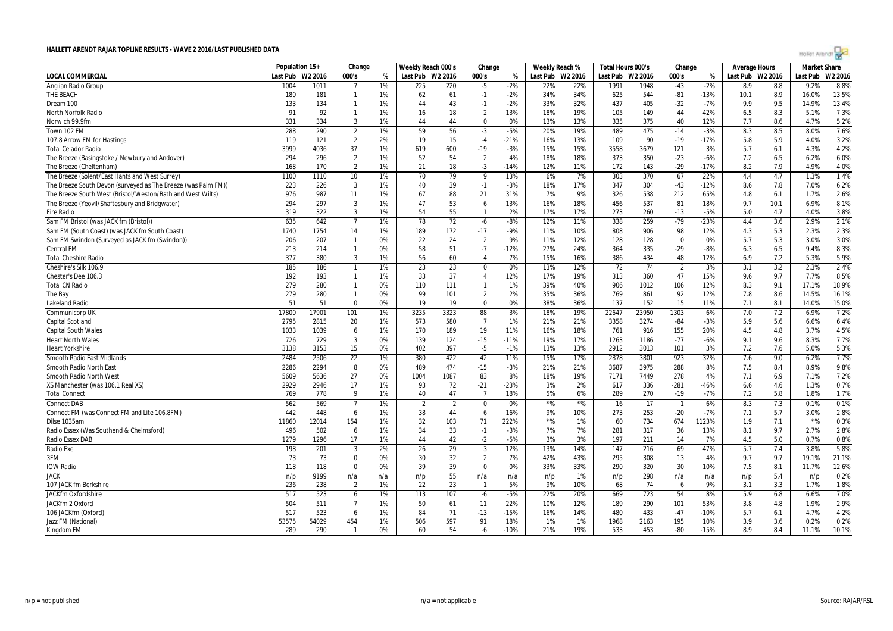# HALLETT ARENDT RAJAR TOPLINE RESULTS - WAVE 2 2016/LAST PUBLISHED DATA

| LOCAL COMMERCIAL | Population 15+ | | Change | | Weekly Reach 000's | | Change | | Weekly Reach % | | Total Hours 000's | | Change | | Average Hours | | Market Share | |
|---|---|---|---|---|---|---|---|---|---|---|---|---|---|---|---|---|---|---|
| | Last Pub | W2 2016 | 000's | % | Last Pub | W2 2016 | 000's | % | Last Pub | W2 2016 | Last Pub | W2 2016 | 000's | % | Last Pub | W2 2016 | Last Pub | W2 2016 |
| Anglian Radio Group | 1004 | 1011 | 7 | 1% | 225 | 220 | -5 | -2% | 22% | 22% | 1991 | 1948 | -43 | -2% | 8.9 | 8.8 | 9.2% | 8.8% |
| THE BEACH | 180 | 181 | 1 | 1% | 62 | 61 | -1 | -2% | 34% | 34% | 625 | 544 | -81 | -13% | 10.1 | 8.9 | 16.0% | 13.5% |
| Dream 100 | 133 | 134 | 1 | 1% | 44 | 43 | -1 | -2% | 33% | 32% | 437 | 405 | -32 | -7% | 9.9 | 9.5 | 14.9% | 13.4% |
| North Norfolk Radio | 91 | 92 | 1 | 1% | 16 | 18 | 2 | 13% | 18% | 19% | 105 | 149 | 44 | 42% | 6.5 | 8.3 | 5.1% | 7.3% |
| Norwich 99.9fm | 331 | 334 | 3 | 1% | 44 | 44 | 0 | 0% | 13% | 13% | 335 | 375 | 40 | 12% | 7.7 | 8.6 | 4.7% | 5.2% |
| Town 102 FM | 288 | 290 | 2 | 1% | 59 | 56 | -3 | -5% | 20% | 19% | 489 | 475 | -14 | -3% | 8.3 | 8.5 | 8.0% | 7.6% |
| 107.8 Arrow FM for Hastings | 119 | 121 | 2 | 2% | 19 | 15 | -4 | -21% | 16% | 13% | 109 | 90 | -19 | -17% | 5.8 | 5.9 | 4.0% | 3.2% |
| Total Celador Radio | 3999 | 4036 | 37 | 1% | 619 | 600 | -19 | -3% | 15% | 15% | 3558 | 3679 | 121 | 3% | 5.7 | 6.1 | 4.3% | 4.2% |
| The Breeze (Basingstoke / Newbury and Andover) | 294 | 296 | 2 | 1% | 52 | 54 | 2 | 4% | 18% | 18% | 373 | 350 | -23 | -6% | 7.2 | 6.5 | 6.2% | 6.0% |
| The Breeze (Cheltenham) | 168 | 170 | 2 | 1% | 21 | 18 | -3 | -14% | 12% | 11% | 172 | 143 | -29 | -17% | 8.2 | 7.9 | 4.9% | 4.0% |
| The Breeze (Solent/East Hants and West Surrey) | 1100 | 1110 | 10 | 1% | 70 | 79 | 9 | 13% | 6% | 7% | 303 | 370 | 67 | 22% | 4.4 | 4.7 | 1.3% | 1.4% |
| The Breeze South Devon (surveyed as The Breeze (was Palm FM)) | 223 | 226 | 3 | 1% | 40 | 39 | -1 | -3% | 18% | 17% | 347 | 304 | -43 | -12% | 8.6 | 7.8 | 7.0% | 6.2% |
| The Breeze South West (Bristol/Weston/Bath and West Wilts) | 976 | 987 | 11 | 1% | 67 | 88 | 21 | 31% | 7% | 9% | 326 | 538 | 212 | 65% | 4.8 | 6.1 | 1.7% | 2.6% |
| The Breeze (Yeovil/Shaftesbury and Bridgwater) | 294 | 297 | 3 | 1% | 47 | 53 | 6 | 13% | 16% | 18% | 456 | 537 | 81 | 18% | 9.7 | 10.1 | 6.9% | 8.1% |
| Fire Radio | 319 | 322 | 3 | 1% | 54 | 55 | 1 | 2% | 17% | 17% | 273 | 260 | -13 | -5% | 5.0 | 4.7 | 4.0% | 3.8% |
| Sam FM Bristol (was JACK fm (Bristol)) | 635 | 642 | 7 | 1% | 78 | 72 | -6 | -8% | 12% | 11% | 338 | 259 | -79 | -23% | 4.4 | 3.6 | 2.9% | 2.1% |
| Sam FM (South Coast) (was JACK fm South Coast) | 1740 | 1754 | 14 | 1% | 189 | 172 | -17 | -9% | 11% | 10% | 808 | 906 | 98 | 12% | 4.3 | 5.3 | 2.3% | 2.3% |
| Sam FM Swindon (Surveyed as JACK fm (Swindon)) | 206 | 207 | 1 | 0% | 22 | 24 | 2 | 9% | 11% | 12% | 128 | 128 | 0 | 0% | 5.7 | 5.3 | 3.0% | 3.0% |
| Central FM | 213 | 214 | 1 | 0% | 58 | 51 | -7 | -12% | 27% | 24% | 364 | 335 | -29 | -8% | 6.3 | 6.5 | 9.4% | 8.3% |
| Total Cheshire Radio | 377 | 380 | 3 | 1% | 56 | 60 | 4 | 7% | 15% | 16% | 386 | 434 | 48 | 12% | 6.9 | 7.2 | 5.3% | 5.9% |
| Cheshire's Silk 106.9 | 185 | 186 | 1 | 1% | 23 | 23 | 0 | 0% | 13% | 12% | 72 | 74 | 2 | 3% | 3.1 | 3.2 | 2.3% | 2.4% |
| Chester's Dee 106.3 | 192 | 193 | 1 | 1% | 33 | 37 | 4 | 12% | 17% | 19% | 313 | 360 | 47 | 15% | 9.6 | 9.7 | 7.7% | 8.5% |
| Total CN Radio | 279 | 280 | 1 | 0% | 110 | 111 | 1 | 1% | 39% | 40% | 906 | 1012 | 106 | 12% | 8.3 | 9.1 | 17.1% | 18.9% |
| The Bay | 279 | 280 | 1 | 0% | 99 | 101 | 2 | 2% | 35% | 36% | 769 | 861 | 92 | 12% | 7.8 | 8.6 | 14.5% | 16.1% |
| Lakeland Radio | 51 | 51 | 0 | 0% | 19 | 19 | 0 | 0% | 38% | 36% | 137 | 152 | 15 | 11% | 7.1 | 8.1 | 14.0% | 15.0% |
| Communicorp UK | 17800 | 17901 | 101 | 1% | 3235 | 3323 | 88 | 3% | 18% | 19% | 22647 | 23950 | 1303 | 6% | 7.0 | 7.2 | 6.9% | 7.2% |
| Capital Scotland | 2795 | 2815 | 20 | 1% | 573 | 580 | 7 | 1% | 21% | 21% | 3358 | 3274 | -84 | -3% | 5.9 | 5.6 | 6.6% | 6.4% |
| Capital South Wales | 1033 | 1039 | 6 | 1% | 170 | 189 | 19 | 11% | 16% | 18% | 761 | 916 | 155 | 20% | 4.5 | 4.8 | 3.7% | 4.5% |
| Heart North Wales | 726 | 729 | 3 | 0% | 139 | 124 | -15 | -11% | 19% | 17% | 1263 | 1186 | -77 | -6% | 9.1 | 9.6 | 8.3% | 7.7% |
| Heart Yorkshire | 3138 | 3153 | 15 | 0% | 402 | 397 | -5 | -1% | 13% | 13% | 2912 | 3013 | 101 | 3% | 7.2 | 7.6 | 5.0% | 5.3% |
| Smooth Radio East Midlands | 2484 | 2506 | 22 | 1% | 380 | 422 | 42 | 11% | 15% | 17% | 2878 | 3801 | 923 | 32% | 7.6 | 9.0 | 6.2% | 7.7% |
| Smooth Radio North East | 2286 | 2294 | 8 | 0% | 489 | 474 | -15 | -3% | 21% | 21% | 3687 | 3975 | 288 | 8% | 7.5 | 8.4 | 8.9% | 9.8% |
| Smooth Radio North West | 5609 | 5636 | 27 | 0% | 1004 | 1087 | 83 | 8% | 18% | 19% | 7171 | 7449 | 278 | 4% | 7.1 | 6.9 | 7.1% | 7.2% |
| XS Manchester (was 106.1 Real XS) | 2929 | 2946 | 17 | 1% | 93 | 72 | -21 | -23% | 3% | 2% | 617 | 336 | -281 | -46% | 6.6 | 4.6 | 1.3% | 0.7% |
| Total Connect | 769 | 778 | 9 | 1% | 40 | 47 | 7 | 18% | 5% | 6% | 289 | 270 | -19 | -7% | 7.2 | 5.8 | 1.8% | 1.7% |
| Connect DAB | 562 | 569 | 7 | 1% | 2 | 2 | 0 | 0% | *% | *% | 16 | 17 | 1 | 6% | 8.3 | 7.3 | 0.1% | 0.1% |
| Connect FM (was Connect FM and Lite 106.8FM) | 442 | 448 | 6 | 1% | 38 | 44 | 6 | 16% | 9% | 10% | 273 | 253 | -20 | -7% | 7.1 | 5.7 | 3.0% | 2.8% |
| Dilse 1035am | 11860 | 12014 | 154 | 1% | 32 | 103 | 71 | 222% | *% | 1% | 60 | 734 | 674 | 1123% | 1.9 | 7.1 | *% | 0.3% |
| Radio Essex (Was Southend & Chelmsford) | 496 | 502 | 6 | 1% | 34 | 33 | -1 | -3% | 7% | 7% | 281 | 317 | 36 | 13% | 8.1 | 9.7 | 2.7% | 2.8% |
| Radio Essex DAB | 1279 | 1296 | 17 | 1% | 44 | 42 | -2 | -5% | 3% | 3% | 197 | 211 | 14 | 7% | 4.5 | 5.0 | 0.7% | 0.8% |
| Radio Exe | 198 | 201 | 3 | 2% | 26 | 29 | 3 | 12% | 13% | 14% | 147 | 216 | 69 | 47% | 5.7 | 7.4 | 3.8% | 5.8% |
| 3FM | 73 | 73 | 0 | 0% | 30 | 32 | 2 | 7% | 42% | 43% | 295 | 308 | 13 | 4% | 9.7 | 9.7 | 19.1% | 21.1% |
| IOW Radio | 118 | 118 | 0 | 0% | 39 | 39 | 0 | 0% | 33% | 33% | 290 | 320 | 30 | 10% | 7.5 | 8.1 | 11.7% | 12.6% |
| JACK | n/p | 9199 | n/a | n/a | n/p | 55 | n/a | n/a | n/p | 1% | n/p | 298 | n/a | n/a | n/p | 5.4 | n/p | 0.2% |
| 107 JACK fm Berkshire | 236 | 238 | 2 | 1% | 22 | 23 | 1 | 5% | 9% | 10% | 68 | 74 | 6 | 9% | 3.1 | 3.3 | 1.7% | 1.8% |
| JACKfm Oxfordshire | 517 | 523 | 6 | 1% | 113 | 107 | -6 | -5% | 22% | 20% | 669 | 723 | 54 | 8% | 5.9 | 6.8 | 6.6% | 7.0% |
| JACKfm 2 Oxford | 504 | 511 | 7 | 1% | 50 | 61 | 11 | 22% | 10% | 12% | 189 | 290 | 101 | 53% | 3.8 | 4.8 | 1.9% | 2.9% |
| 106 JACKfm (Oxford) | 517 | 523 | 6 | 1% | 84 | 71 | -13 | -15% | 16% | 14% | 480 | 433 | -47 | -10% | 5.7 | 6.1 | 4.7% | 4.2% |
| Jazz FM (National) | 53575 | 54029 | 454 | 1% | 506 | 597 | 91 | 18% | 1% | 1% | 1968 | 2163 | 195 | 10% | 3.9 | 3.6 | 0.2% | 0.2% |
| Kingdom FM | 289 | 290 | 1 | 0% | 60 | 54 | -6 | -10% | 21% | 19% | 533 | 453 | -80 | -15% | 8.9 | 8.4 | 11.1% | 10.1% |

n/p = not published    n/a = not applicable    Source: RAJAR/RSL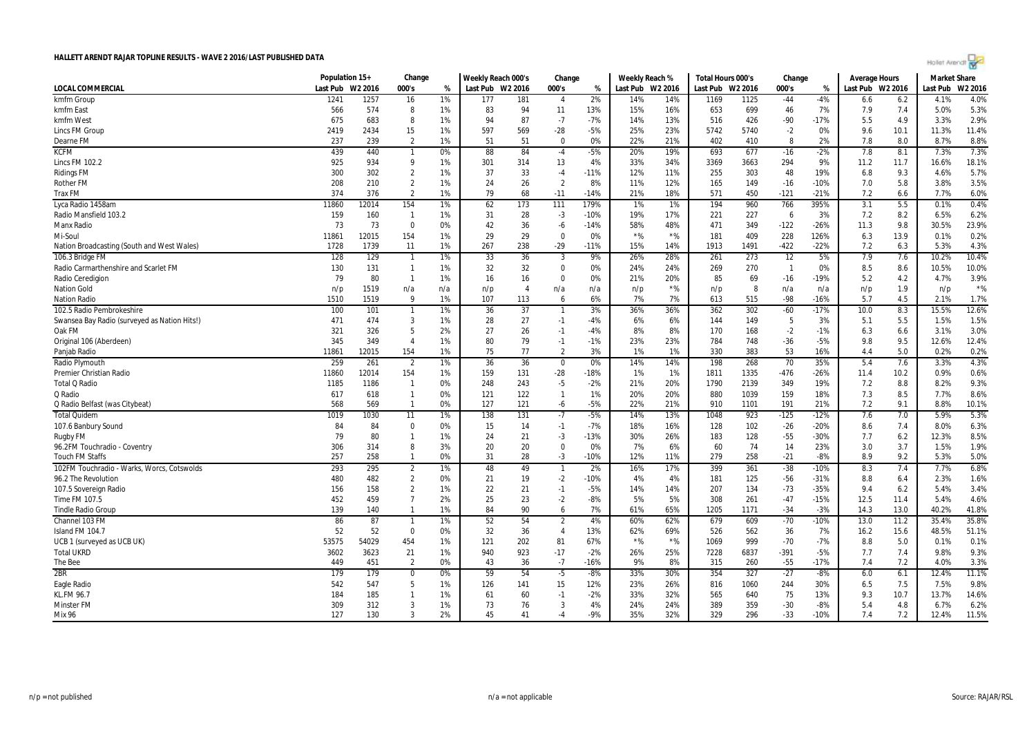# HALLETT ARENDT RAJAR TOPLINE RESULTS - WAVE 2 2016/LAST PUBLISHED DATA

| LOCAL COMMERCIAL | Population 15+ | | Change | | Weekly Reach 000's | | Change | | Weekly Reach % | | Total Hours 000's | | Change | | Average Hours | | Market Share | |
|---|---|---|---|---|---|---|---|---|---|---|---|---|---|---|---|---|---|---|
| | Last Pub | W2 2016 | 000's | % | Last Pub | W2 2016 | 000's | % | Last Pub | W2 2016 | Last Pub | W2 2016 | 000's | % | Last Pub | W2 2016 | Last Pub | W2 2016 |
| kmfm Group | 1241 | 1257 | 16 | 1% | 177 | 181 | 4 | 2% | 14% | 14% | 1169 | 1125 | -44 | -4% | 6.6 | 6.2 | 4.1% | 4.0% |
| kmfm East | 566 | 574 | 8 | 1% | 83 | 94 | 11 | 13% | 15% | 16% | 653 | 699 | 46 | 7% | 7.9 | 7.4 | 5.0% | 5.3% |
| kmfm West | 675 | 683 | 8 | 1% | 94 | 87 | -7 | -7% | 14% | 13% | 516 | 426 | -90 | -17% | 5.5 | 4.9 | 3.3% | 2.9% |
| Lincs FM Group | 2419 | 2434 | 15 | 1% | 597 | 569 | -28 | -5% | 25% | 23% | 5742 | 5740 | -2 | 0% | 9.6 | 10.1 | 11.3% | 11.4% |
| Dearne FM | 237 | 239 | 2 | 1% | 51 | 51 | 0 | 0% | 22% | 21% | 402 | 410 | 8 | 2% | 7.8 | 8.0 | 8.7% | 8.8% |
| KCFM | 439 | 440 | 1 | 0% | 88 | 84 | -4 | -5% | 20% | 19% | 693 | 677 | -16 | -2% | 7.8 | 8.1 | 7.3% | 7.3% |
| Lincs FM 102.2 | 925 | 934 | 9 | 1% | 301 | 314 | 13 | 4% | 33% | 34% | 3369 | 3663 | 294 | 9% | 11.2 | 11.7 | 16.6% | 18.1% |
| Ridings FM | 300 | 302 | 2 | 1% | 37 | 33 | -4 | -11% | 12% | 11% | 255 | 303 | 48 | 19% | 6.8 | 9.3 | 4.6% | 5.7% |
| Rother FM | 208 | 210 | 2 | 1% | 24 | 26 | 2 | 8% | 11% | 12% | 165 | 149 | -16 | -10% | 7.0 | 5.8 | 3.8% | 3.5% |
| Trax FM | 374 | 376 | 2 | 1% | 79 | 68 | -11 | -14% | 21% | 18% | 571 | 450 | -121 | -21% | 7.2 | 6.6 | 7.7% | 6.0% |
| Lyca Radio 1458am | 11860 | 12014 | 154 | 1% | 62 | 173 | 111 | 179% | 1% | 1% | 194 | 960 | 766 | 395% | 3.1 | 5.5 | 0.1% | 0.4% |
| Radio Mansfield 103.2 | 159 | 160 | 1 | 1% | 31 | 28 | -3 | -10% | 19% | 17% | 221 | 227 | 6 | 3% | 7.2 | 8.2 | 6.5% | 6.2% |
| Manx Radio | 73 | 73 | 0 | 0% | 42 | 36 | -6 | -14% | 58% | 48% | 471 | 349 | -122 | -26% | 11.3 | 9.8 | 30.5% | 23.9% |
| Mi-Soul | 11861 | 12015 | 154 | 1% | 29 | 29 | 0 | 0% | *% | *% | 181 | 409 | 228 | 126% | 6.3 | 13.9 | 0.1% | 0.2% |
| Nation Broadcasting (South and West Wales) | 1728 | 1739 | 11 | 1% | 267 | 238 | -29 | -11% | 15% | 14% | 1913 | 1491 | -422 | -22% | 7.2 | 6.3 | 5.3% | 4.3% |
| 106.3 Bridge FM | 128 | 129 | 1 | 1% | 33 | 36 | 3 | 9% | 26% | 28% | 261 | 273 | 12 | 5% | 7.9 | 7.6 | 10.2% | 10.4% |
| Radio Carmarthenshire and Scarlet FM | 130 | 131 | 1 | 1% | 32 | 32 | 0 | 0% | 24% | 24% | 269 | 270 | 1 | 0% | 8.5 | 8.6 | 10.5% | 10.0% |
| Radio Ceredigion | 79 | 80 | 1 | 1% | 16 | 16 | 0 | 0% | 21% | 20% | 85 | 69 | -16 | -19% | 5.2 | 4.2 | 4.7% | 3.9% |
| Nation Gold | n/p | 1519 | n/a | n/a | n/p | 4 | n/a | n/a | n/p | *% | n/p | 8 | n/a | n/a | n/p | 1.9 | n/p | *% |
| Nation Radio | 1510 | 1519 | 9 | 1% | 107 | 113 | 6 | 6% | 7% | 7% | 613 | 515 | -98 | -16% | 5.7 | 4.5 | 2.1% | 1.7% |
| 102.5 Radio Pembrokeshire | 100 | 101 | 1 | 1% | 36 | 37 | 1 | 3% | 36% | 36% | 362 | 302 | -60 | -17% | 10.0 | 8.3 | 15.5% | 12.6% |
| Swansea Bay Radio (surveyed as Nation Hits!) | 471 | 474 | 3 | 1% | 28 | 27 | -1 | -4% | 6% | 6% | 144 | 149 | 5 | 3% | 5.1 | 5.5 | 1.5% | 1.5% |
| Oak FM | 321 | 326 | 5 | 2% | 27 | 26 | -1 | -4% | 8% | 8% | 170 | 168 | -2 | -1% | 6.3 | 6.6 | 3.1% | 3.0% |
| Original 106 (Aberdeen) | 345 | 349 | 4 | 1% | 80 | 79 | -1 | -1% | 23% | 23% | 784 | 748 | -36 | -5% | 9.8 | 9.5 | 12.6% | 12.4% |
| Panjab Radio | 11861 | 12015 | 154 | 1% | 75 | 77 | 2 | 3% | 1% | 1% | 330 | 383 | 53 | 16% | 4.4 | 5.0 | 0.2% | 0.2% |
| Radio Plymouth | 259 | 261 | 2 | 1% | 36 | 36 | 0 | 0% | 14% | 14% | 198 | 268 | 70 | 35% | 5.4 | 7.6 | 3.3% | 4.3% |
| Premier Christian Radio | 11860 | 12014 | 154 | 1% | 159 | 131 | -28 | -18% | 1% | 1% | 1811 | 1335 | -476 | -26% | 11.4 | 10.2 | 0.9% | 0.6% |
| Total Q Radio | 1185 | 1186 | 1 | 0% | 248 | 243 | -5 | -2% | 21% | 20% | 1790 | 2139 | 349 | 19% | 7.2 | 8.8 | 8.2% | 9.3% |
| Q Radio | 617 | 618 | 1 | 0% | 121 | 122 | 1 | 1% | 20% | 20% | 880 | 1039 | 159 | 18% | 7.3 | 8.5 | 7.7% | 8.6% |
| Q Radio Belfast (was Citybeat) | 568 | 569 | 1 | 0% | 127 | 121 | -6 | -5% | 22% | 21% | 910 | 1101 | 191 | 21% | 7.2 | 9.1 | 8.8% | 10.1% |
| Total Quidem | 1019 | 1030 | 11 | 1% | 138 | 131 | -7 | -5% | 14% | 13% | 1048 | 923 | -125 | -12% | 7.6 | 7.0 | 5.9% | 5.3% |
| 107.6 Banbury Sound | 84 | 84 | 0 | 0% | 15 | 14 | -1 | -7% | 18% | 16% | 128 | 102 | -26 | -20% | 8.6 | 7.4 | 8.0% | 6.3% |
| Rugby FM | 79 | 80 | 1 | 1% | 24 | 21 | -3 | -13% | 30% | 26% | 183 | 128 | -55 | -30% | 7.7 | 6.2 | 12.3% | 8.5% |
| 96.2FM Touchradio - Coventry | 306 | 314 | 8 | 3% | 20 | 20 | 0 | 0% | 7% | 6% | 60 | 74 | 14 | 23% | 3.0 | 3.7 | 1.5% | 1.9% |
| Touch FM Staffs | 257 | 258 | 1 | 0% | 31 | 28 | -3 | -10% | 12% | 11% | 279 | 258 | -21 | -8% | 8.9 | 9.2 | 5.3% | 5.0% |
| 102FM Touchradio - Warks, Worcs, Cotswolds | 293 | 295 | 2 | 1% | 48 | 49 | 1 | 2% | 16% | 17% | 399 | 361 | -38 | -10% | 8.3 | 7.4 | 7.7% | 6.8% |
| 96.2 The Revolution | 480 | 482 | 2 | 0% | 21 | 19 | -2 | -10% | 4% | 4% | 181 | 125 | -56 | -31% | 8.8 | 6.4 | 2.3% | 1.6% |
| 107.5 Sovereign Radio | 156 | 158 | 2 | 1% | 22 | 21 | -1 | -5% | 14% | 14% | 207 | 134 | -73 | -35% | 9.4 | 6.2 | 5.4% | 3.4% |
| Time FM 107.5 | 452 | 459 | 7 | 2% | 25 | 23 | -2 | -8% | 5% | 5% | 308 | 261 | -47 | -15% | 12.5 | 11.4 | 5.4% | 4.6% |
| Tindle Radio Group | 139 | 140 | 1 | 1% | 84 | 90 | 6 | 7% | 61% | 65% | 1205 | 1171 | -34 | -3% | 14.3 | 13.0 | 40.2% | 41.8% |
| Channel 103 FM | 86 | 87 | 1 | 1% | 52 | 54 | 2 | 4% | 60% | 62% | 679 | 609 | -70 | -10% | 13.0 | 11.2 | 35.4% | 35.8% |
| Island FM 104.7 | 52 | 52 | 0 | 0% | 32 | 36 | 4 | 13% | 62% | 69% | 526 | 562 | 36 | 7% | 16.2 | 15.6 | 48.5% | 51.1% |
| UCB 1 (surveyed as UCB UK) | 53575 | 54029 | 454 | 1% | 121 | 202 | 81 | 67% | *% | *% | 1069 | 999 | -70 | -7% | 8.8 | 5.0 | 0.1% | 0.1% |
| Total UKRD | 3602 | 3623 | 21 | 1% | 940 | 923 | -17 | -2% | 26% | 25% | 7228 | 6837 | -391 | -5% | 7.7 | 7.4 | 9.8% | 9.3% |
| The Bee | 449 | 451 | 2 | 0% | 43 | 36 | -7 | -16% | 9% | 8% | 315 | 260 | -55 | -17% | 7.4 | 7.2 | 4.0% | 3.3% |
| 2BR | 179 | 179 | 0 | 0% | 59 | 54 | -5 | -8% | 33% | 30% | 354 | 327 | -27 | -8% | 6.0 | 6.1 | 12.4% | 11.1% |
| Eagle Radio | 542 | 547 | 5 | 1% | 126 | 141 | 15 | 12% | 23% | 26% | 816 | 1060 | 244 | 30% | 6.5 | 7.5 | 7.5% | 9.8% |
| KL.FM 96.7 | 184 | 185 | 1 | 1% | 61 | 60 | -1 | -2% | 33% | 32% | 565 | 640 | 75 | 13% | 9.3 | 10.7 | 13.7% | 14.6% |
| Minster FM | 309 | 312 | 3 | 1% | 73 | 76 | 3 | 4% | 24% | 24% | 389 | 359 | -30 | -8% | 5.4 | 4.8 | 6.7% | 6.2% |
| Mix 96 | 127 | 130 | 3 | 2% | 45 | 41 | -4 | -9% | 35% | 32% | 329 | 296 | -33 | -10% | 7.4 | 7.2 | 12.4% | 11.5% |

n/p = not published

n/a = not applicable

Source: RAJAR/RSL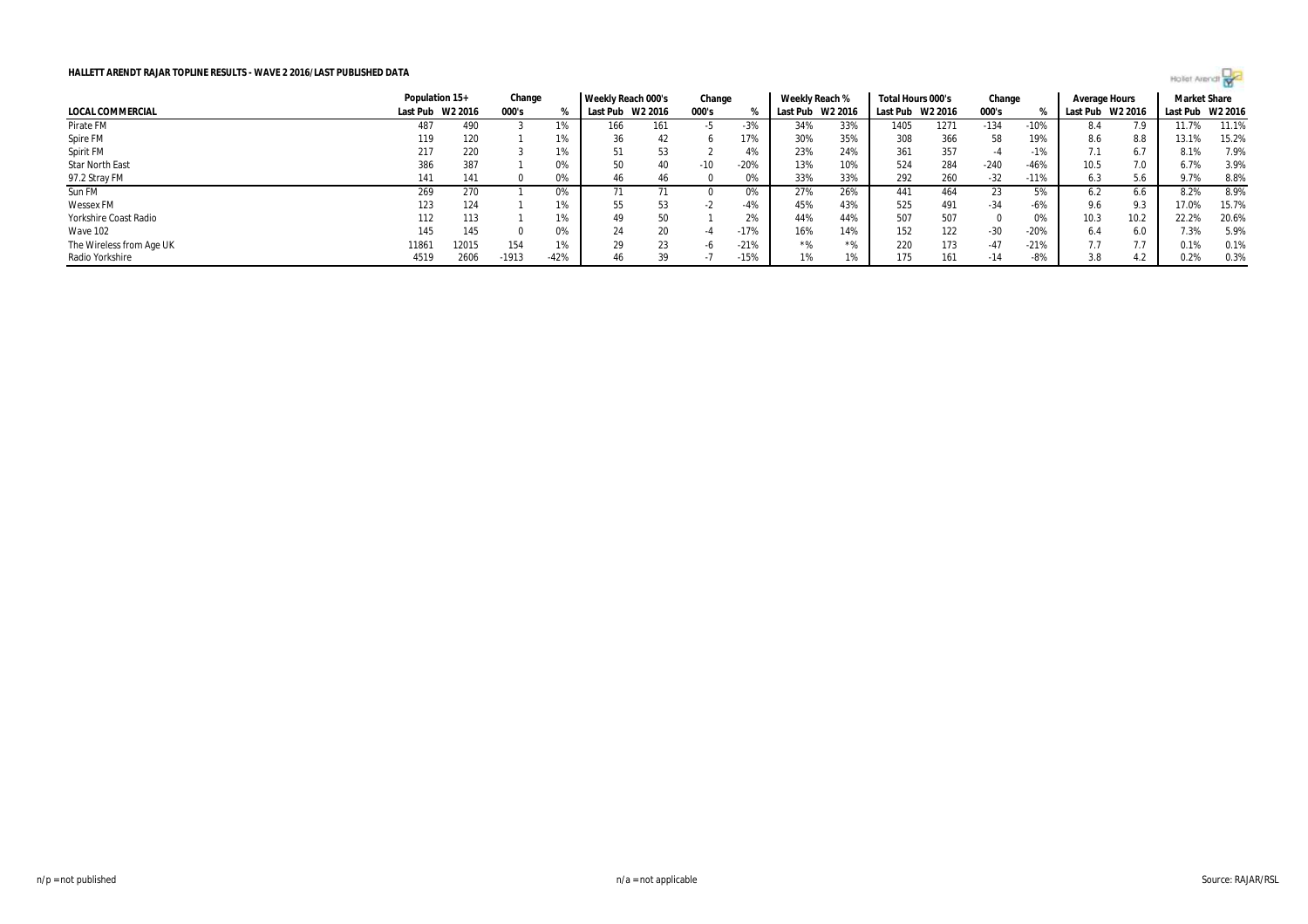**HALLETT ARENDT RAJAR TOPLINE RESULTS - WAVE 2 2016/LAST PUBLISHED DATA**

| | Population 15+ | | Change | | Weekly Reach 000's | | Change | | Weekly Reach % | | Total Hours 000's | | Change | | Average Hours | | Market Share | |
|---|---|---|---|---|---|---|---|---|---|---|---|---|---|---|---|---|---|---|
| LOCAL COMMERCIAL | Last Pub | W2 2016 | 000's | % | Last Pub | W2 2016 | 000's | % | Last Pub | W2 2016 | Last Pub | W2 2016 | 000's | % | Last Pub | W2 2016 | Last Pub | W2 2016 |
| Pirate FM | 487 | 490 | 3 | 1% | 166 | 161 | -5 | -3% | 34% | 33% | 1405 | 1271 | -134 | -10% | 8.4 | 7.9 | 11.7% | 11.1% |
| Spire FM | 119 | 120 | 1 | 1% | 36 | 42 | 6 | 17% | 30% | 35% | 308 | 366 | 58 | 19% | 8.6 | 8.8 | 13.1% | 15.2% |
| Spirit FM | 217 | 220 | 3 | 1% | 51 | 53 | 2 | 4% | 23% | 24% | 361 | 357 | -4 | -1% | 7.1 | 6.7 | 8.1% | 7.9% |
| Star North East | 386 | 387 | 1 | 0% | 50 | 40 | -10 | -20% | 13% | 10% | 524 | 284 | -240 | -46% | 10.5 | 7.0 | 6.7% | 3.9% |
| 97.2 Stray FM | 141 | 141 | 0 | 0% | 46 | 46 | 0 | 0% | 33% | 33% | 292 | 260 | -32 | -11% | 6.3 | 5.6 | 9.7% | 8.8% |
| Sun FM | 269 | 270 | 1 | 0% | 71 | 71 | 0 | 0% | 27% | 26% | 441 | 464 | 23 | 5% | 6.2 | 6.6 | 8.2% | 8.9% |
| Wessex FM | 123 | 124 | 1 | 1% | 55 | 53 | -2 | -4% | 45% | 43% | 525 | 491 | -34 | -6% | 9.6 | 9.3 | 17.0% | 15.7% |
| Yorkshire Coast Radio | 112 | 113 | 1 | 1% | 49 | 50 | 1 | 2% | 44% | 44% | 507 | 507 | 0 | 0% | 10.3 | 10.2 | 22.2% | 20.6% |
| Wave 102 | 145 | 145 | 0 | 0% | 24 | 20 | -4 | -17% | 16% | 14% | 152 | 122 | -30 | -20% | 6.4 | 6.0 | 7.3% | 5.9% |
| The Wireless from Age UK | 11861 | 12015 | 154 | 1% | 29 | 23 | -6 | -21% | *% | *% | 220 | 173 | -47 | -21% | 7.7 | 7.7 | 0.1% | 0.1% |
| Radio Yorkshire | 4519 | 2606 | -1913 | -42% | 46 | 39 | -7 | -15% | 1% | 1% | 175 | 161 | -14 | -8% | 3.8 | 4.2 | 0.2% | 0.3% |

n/p = not published n/a = not applicable Source: RAJAR/RSL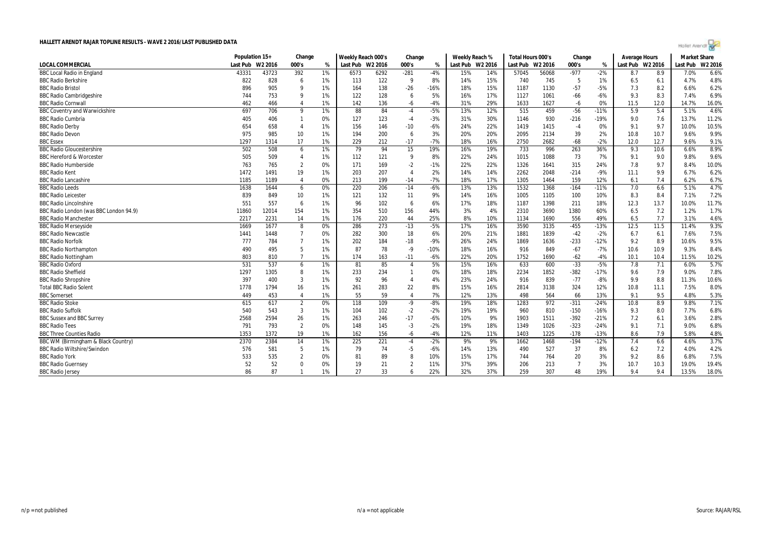# HALLETT ARENDT RAJAR TOPLINE RESULTS - WAVE 2 2016/LAST PUBLISHED DATA

| | Population 15+ | | Change | | Weekly Reach 000's | | Change | | Weekly Reach % | | Total Hours 000's | | Change | | Average Hours | | Market Share | |
|---|---|---|---|---|---|---|---|---|---|---|---|---|---|---|---|---|---|---|
| LOCAL COMMERCIAL | Last Pub | W2 2016 | 000's | % | Last Pub | W2 2016 | 000's | % | Last Pub | W2 2016 | Last Pub | W2 2016 | 000's | % | Last Pub | W2 2016 | Last Pub | W2 2016 |
| BBC Local Radio in England | 43331 | 43723 | 392 | 1% | 6573 | 6292 | -281 | -4% | 15% | 14% | 57045 | 56068 | -977 | -2% | 8.7 | 8.9 | 7.0% | 6.6% |
| BBC Radio Berkshire | 822 | 828 | 6 | 1% | 113 | 122 | 9 | 8% | 14% | 15% | 740 | 745 | 5 | 1% | 6.5 | 6.1 | 4.7% | 4.8% |
| BBC Radio Bristol | 896 | 905 | 9 | 1% | 164 | 138 | -26 | -16% | 18% | 15% | 1187 | 1130 | -57 | -5% | 7.3 | 8.2 | 6.6% | 6.2% |
| BBC Radio Cambridgeshire | 744 | 753 | 9 | 1% | 122 | 128 | 6 | 5% | 16% | 17% | 1127 | 1061 | -66 | -6% | 9.3 | 8.3 | 7.4% | 6.9% |
| BBC Radio Cornwall | 462 | 466 | 4 | 1% | 142 | 136 | -6 | -4% | 31% | 29% | 1633 | 1627 | -6 | 0% | 11.5 | 12.0 | 14.7% | 16.0% |
| BBC Coventry and Warwickshire | 697 | 706 | 9 | 1% | 88 | 84 | -4 | -5% | 13% | 12% | 515 | 459 | -56 | -11% | 5.9 | 5.4 | 5.1% | 4.6% |
| BBC Radio Cumbria | 405 | 406 | 1 | 0% | 127 | 123 | -4 | -3% | 31% | 30% | 1146 | 930 | -216 | -19% | 9.0 | 7.6 | 13.7% | 11.2% |
| BBC Radio Derby | 654 | 658 | 4 | 1% | 156 | 146 | -10 | -6% | 24% | 22% | 1419 | 1415 | -4 | 0% | 9.1 | 9.7 | 10.0% | 10.5% |
| BBC Radio Devon | 975 | 985 | 10 | 1% | 194 | 200 | 6 | 3% | 20% | 20% | 2095 | 2134 | 39 | 2% | 10.8 | 10.7 | 9.6% | 9.9% |
| BBC Essex | 1297 | 1314 | 17 | 1% | 229 | 212 | -17 | -7% | 18% | 16% | 2750 | 2682 | -68 | -2% | 12.0 | 12.7 | 9.6% | 9.1% |
| BBC Radio Gloucestershire | 502 | 508 | 6 | 1% | 79 | 94 | 15 | 19% | 16% | 19% | 733 | 996 | 263 | 36% | 9.3 | 10.6 | 6.6% | 8.9% |
| BBC Hereford & Worcester | 505 | 509 | 4 | 1% | 112 | 121 | 9 | 8% | 22% | 24% | 1015 | 1088 | 73 | 7% | 9.1 | 9.0 | 9.8% | 9.6% |
| BBC Radio Humberside | 763 | 765 | 2 | 0% | 171 | 169 | -2 | -1% | 22% | 22% | 1326 | 1641 | 315 | 24% | 7.8 | 9.7 | 8.4% | 10.0% |
| BBC Radio Kent | 1472 | 1491 | 19 | 1% | 203 | 207 | 4 | 2% | 14% | 14% | 2262 | 2048 | -214 | -9% | 11.1 | 9.9 | 6.7% | 6.2% |
| BBC Radio Lancashire | 1185 | 1189 | 4 | 0% | 213 | 199 | -14 | -7% | 18% | 17% | 1305 | 1464 | 159 | 12% | 6.1 | 7.4 | 6.2% | 6.7% |
| BBC Radio Leeds | 1638 | 1644 | 6 | 0% | 220 | 206 | -14 | -6% | 13% | 13% | 1532 | 1368 | -164 | -11% | 7.0 | 6.6 | 5.1% | 4.7% |
| BBC Radio Leicester | 839 | 849 | 10 | 1% | 121 | 132 | 11 | 9% | 14% | 16% | 1005 | 1105 | 100 | 10% | 8.3 | 8.4 | 7.1% | 7.2% |
| BBC Radio Lincolnshire | 551 | 557 | 6 | 1% | 96 | 102 | 6 | 6% | 17% | 18% | 1187 | 1398 | 211 | 18% | 12.3 | 13.7 | 10.0% | 11.7% |
| BBC Radio London (was BBC London 94.9) | 11860 | 12014 | 154 | 1% | 354 | 510 | 156 | 44% | 3% | 4% | 2310 | 3690 | 1380 | 60% | 6.5 | 7.2 | 1.2% | 1.7% |
| BBC Radio Manchester | 2217 | 2231 | 14 | 1% | 176 | 220 | 44 | 25% | 8% | 10% | 1134 | 1690 | 556 | 49% | 6.5 | 7.7 | 3.1% | 4.6% |
| BBC Radio Merseyside | 1669 | 1677 | 8 | 0% | 286 | 273 | -13 | -5% | 17% | 16% | 3590 | 3135 | -455 | -13% | 12.5 | 11.5 | 11.4% | 9.3% |
| BBC Radio Newcastle | 1441 | 1448 | 7 | 0% | 282 | 300 | 18 | 6% | 20% | 21% | 1881 | 1839 | -42 | -2% | 6.7 | 6.1 | 7.6% | 7.5% |
| BBC Radio Norfolk | 777 | 784 | 7 | 1% | 202 | 184 | -18 | -9% | 26% | 24% | 1869 | 1636 | -233 | -12% | 9.2 | 8.9 | 10.6% | 9.5% |
| BBC Radio Northampton | 490 | 495 | 5 | 1% | 87 | 78 | -9 | -10% | 18% | 16% | 916 | 849 | -67 | -7% | 10.6 | 10.9 | 9.3% | 8.4% |
| BBC Radio Nottingham | 803 | 810 | 7 | 1% | 174 | 163 | -11 | -6% | 22% | 20% | 1752 | 1690 | -62 | -4% | 10.1 | 10.4 | 11.5% | 10.2% |
| BBC Radio Oxford | 531 | 537 | 6 | 1% | 81 | 85 | 4 | 5% | 15% | 16% | 633 | 600 | -33 | -5% | 7.8 | 7.1 | 6.0% | 5.7% |
| BBC Radio Sheffield | 1297 | 1305 | 8 | 1% | 233 | 234 | 1 | 0% | 18% | 18% | 2234 | 1852 | -382 | -17% | 9.6 | 7.9 | 9.0% | 7.8% |
| BBC Radio Shropshire | 397 | 400 | 3 | 1% | 92 | 96 | 4 | 4% | 23% | 24% | 916 | 839 | -77 | -8% | 9.9 | 8.8 | 11.3% | 10.6% |
| Total BBC Radio Solent | 1778 | 1794 | 16 | 1% | 261 | 283 | 22 | 8% | 15% | 16% | 2814 | 3138 | 324 | 12% | 10.8 | 11.1 | 7.5% | 8.0% |
| BBC Somerset | 449 | 453 | 4 | 1% | 55 | 59 | 4 | 7% | 12% | 13% | 498 | 564 | 66 | 13% | 9.1 | 9.5 | 4.8% | 5.3% |
| BBC Radio Stoke | 615 | 617 | 2 | 0% | 118 | 109 | -9 | -8% | 19% | 18% | 1283 | 972 | -311 | -24% | 10.8 | 8.9 | 9.8% | 7.1% |
| BBC Radio Suffolk | 540 | 543 | 3 | 1% | 104 | 102 | -2 | -2% | 19% | 19% | 960 | 810 | -150 | -16% | 9.3 | 8.0 | 7.7% | 6.8% |
| BBC Sussex and BBC Surrey | 2568 | 2594 | 26 | 1% | 263 | 246 | -17 | -6% | 10% | 9% | 1903 | 1511 | -392 | -21% | 7.2 | 6.1 | 3.6% | 2.8% |
| BBC Radio Tees | 791 | 793 | 2 | 0% | 148 | 145 | -3 | -2% | 19% | 18% | 1349 | 1026 | -323 | -24% | 9.1 | 7.1 | 9.0% | 6.8% |
| BBC Three Counties Radio | 1353 | 1372 | 19 | 1% | 162 | 156 | -6 | -4% | 12% | 11% | 1403 | 1225 | -178 | -13% | 8.6 | 7.9 | 5.8% | 4.8% |
| BBC WM (Birmingham & Black Country) | 2370 | 2384 | 14 | 1% | 225 | 221 | -4 | -2% | 9% | 9% | 1662 | 1468 | -194 | -12% | 7.4 | 6.6 | 4.6% | 3.7% |
| BBC Radio Wiltshire/Swindon | 576 | 581 | 5 | 1% | 79 | 74 | -5 | -6% | 14% | 13% | 490 | 527 | 37 | 8% | 6.2 | 7.2 | 4.0% | 4.2% |
| BBC Radio York | 533 | 535 | 2 | 0% | 81 | 89 | 8 | 10% | 15% | 17% | 744 | 764 | 20 | 3% | 9.2 | 8.6 | 6.8% | 7.5% |
| BBC Radio Guernsey | 52 | 52 | 0 | 0% | 19 | 21 | 2 | 11% | 37% | 39% | 206 | 213 | 7 | 3% | 10.7 | 10.3 | 19.0% | 19.4% |
| BBC Radio Jersey | 86 | 87 | 1 | 1% | 27 | 33 | 6 | 22% | 32% | 37% | 259 | 307 | 48 | 19% | 9.4 | 9.4 | 13.5% | 18.0% |

n/p = not published

n/a = not applicable

Source: RAJAR/RSL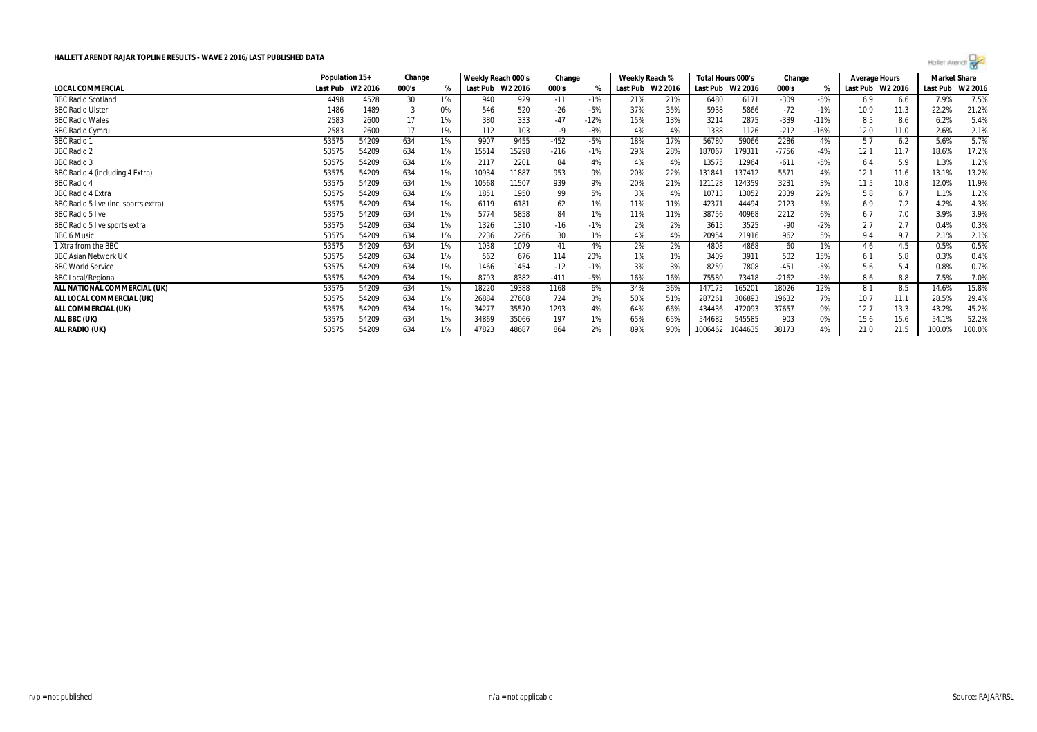**HALLETT ARENDT RAJAR TOPLINE RESULTS - WAVE 2 2016/LAST PUBLISHED DATA**

| | Population 15+ | | Change | | Weekly Reach 000's | | Change | | Weekly Reach % | | Total Hours 000's | | Change | | Average Hours | | Market Share | |
|---|---|---|---|---|---|---|---|---|---|---|---|---|---|---|---|---|---|---|
| **LOCAL COMMERCIAL** | Last Pub | W2 2016 | 000's | % | Last Pub | W2 2016 | 000's | % | Last Pub | W2 2016 | Last Pub | W2 2016 | 000's | % | Last Pub | W2 2016 | Last Pub | W2 2016 |
| BBC Radio Scotland | 4498 | 4528 | 30 | 1% | 940 | 929 | -11 | -1% | 21% | 21% | 6480 | 6171 | -309 | -5% | 6.9 | 6.6 | 7.9% | 7.5% |
| BBC Radio Ulster | 1486 | 1489 | 3 | 0% | 546 | 520 | -26 | -5% | 37% | 35% | 5938 | 5866 | -72 | -1% | 10.9 | 11.3 | 22.2% | 21.2% |
| BBC Radio Wales | 2583 | 2600 | 17 | 1% | 380 | 333 | -47 | -12% | 15% | 13% | 3214 | 2875 | -339 | -11% | 8.5 | 8.6 | 6.2% | 5.4% |
| BBC Radio Cymru | 2583 | 2600 | 17 | 1% | 112 | 103 | -9 | -8% | 4% | 4% | 1338 | 1126 | -212 | -16% | 12.0 | 11.0 | 2.6% | 2.1% |
| BBC Radio 1 | 53575 | 54209 | 634 | 1% | 9907 | 9455 | -452 | -5% | 18% | 17% | 56780 | 59066 | 2286 | 4% | 5.7 | 6.2 | 5.6% | 5.7% |
| BBC Radio 2 | 53575 | 54209 | 634 | 1% | 15514 | 15298 | -216 | -1% | 29% | 28% | 187067 | 179311 | -7756 | -4% | 12.1 | 11.7 | 18.6% | 17.2% |
| BBC Radio 3 | 53575 | 54209 | 634 | 1% | 2117 | 2201 | 84 | 4% | 4% | 4% | 13575 | 12964 | -611 | -5% | 6.4 | 5.9 | 1.3% | 1.2% |
| BBC Radio 4 (including 4 Extra) | 53575 | 54209 | 634 | 1% | 10934 | 11887 | 953 | 9% | 20% | 22% | 131841 | 137412 | 5571 | 4% | 12.1 | 11.6 | 13.1% | 13.2% |
| BBC Radio 4 | 53575 | 54209 | 634 | 1% | 10568 | 11507 | 939 | 9% | 20% | 21% | 121128 | 124359 | 3231 | 3% | 11.5 | 10.8 | 12.0% | 11.9% |
| BBC Radio 4 Extra | 53575 | 54209 | 634 | 1% | 1851 | 1950 | 99 | 5% | 3% | 4% | 10713 | 13052 | 2339 | 22% | 5.8 | 6.7 | 1.1% | 1.2% |
| BBC Radio 5 live (inc. sports extra) | 53575 | 54209 | 634 | 1% | 6119 | 6181 | 62 | 1% | 11% | 11% | 42371 | 44494 | 2123 | 5% | 6.9 | 7.2 | 4.2% | 4.3% |
| BBC Radio 5 live | 53575 | 54209 | 634 | 1% | 5774 | 5858 | 84 | 1% | 11% | 11% | 38756 | 40968 | 2212 | 6% | 6.7 | 7.0 | 3.9% | 3.9% |
| BBC Radio 5 live sports extra | 53575 | 54209 | 634 | 1% | 1326 | 1310 | -16 | -1% | 2% | 2% | 3615 | 3525 | -90 | -2% | 2.7 | 2.7 | 0.4% | 0.3% |
| BBC 6 Music | 53575 | 54209 | 634 | 1% | 2236 | 2266 | 30 | 1% | 4% | 4% | 20954 | 21916 | 962 | 5% | 9.4 | 9.7 | 2.1% | 2.1% |
| 1 Xtra from the BBC | 53575 | 54209 | 634 | 1% | 1038 | 1079 | 41 | 4% | 2% | 2% | 4808 | 4868 | 60 | 1% | 4.6 | 4.5 | 0.5% | 0.5% |
| BBC Asian Network UK | 53575 | 54209 | 634 | 1% | 562 | 676 | 114 | 20% | 1% | 1% | 3409 | 3911 | 502 | 15% | 6.1 | 5.8 | 0.3% | 0.4% |
| BBC World Service | 53575 | 54209 | 634 | 1% | 1466 | 1454 | -12 | -1% | 3% | 3% | 8259 | 7808 | -451 | -5% | 5.6 | 5.4 | 0.8% | 0.7% |
| BBC Local/Regional | 53575 | 54209 | 634 | 1% | 8793 | 8382 | -411 | -5% | 16% | 16% | 75580 | 73418 | -2162 | -3% | 8.6 | 8.8 | 7.5% | 7.0% |
| **ALL NATIONAL COMMERCIAL (UK)** | 53575 | 54209 | 634 | 1% | 18220 | 19388 | 1168 | 6% | 34% | 36% | 147175 | 165201 | 18026 | 12% | 8.1 | 8.5 | 14.6% | 15.8% |
| **ALL LOCAL COMMERCIAL (UK)** | 53575 | 54209 | 634 | 1% | 26884 | 27608 | 724 | 3% | 50% | 51% | 287261 | 306893 | 19632 | 7% | 10.7 | 11.1 | 28.5% | 29.4% |
| **ALL COMMERCIAL (UK)** | 53575 | 54209 | 634 | 1% | 34277 | 35570 | 1293 | 4% | 64% | 66% | 434436 | 472093 | 37657 | 9% | 12.7 | 13.3 | 43.2% | 45.2% |
| **ALL BBC (UK)** | 53575 | 54209 | 634 | 1% | 34869 | 35066 | 197 | 1% | 65% | 65% | 544682 | 545585 | 903 | 0% | 15.6 | 15.6 | 54.1% | 52.2% |
| **ALL RADIO (UK)** | 53575 | 54209 | 634 | 1% | 47823 | 48687 | 864 | 2% | 89% | 90% | 1006462 | 1044635 | 38173 | 4% | 21.0 | 21.5 | 100.0% | 100.0% |

n/p = not published

n/a = not applicable

Source: RAJAR/RSL